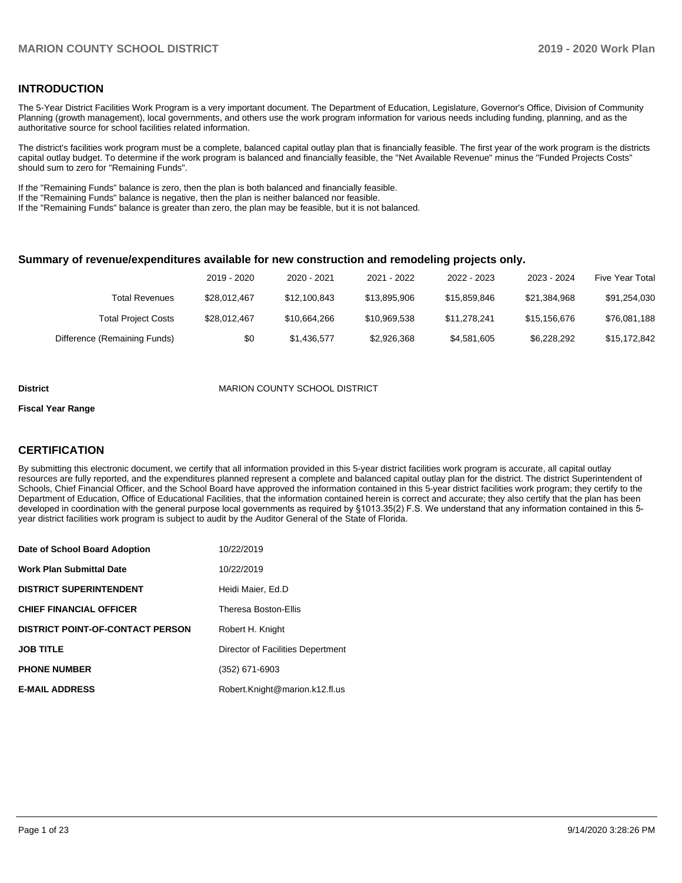## INTRODUCTION

The 5-Year District Facilities Work Program is a very important document. The Department of Education, Legislature, Governor's Office, Division of Community Planning (growth management), local governments, and others use the work program information for various needs including funding, planning, and as the authoritative source for school facilities related information.

The district's facilities work program must be a complete, balanced capital outlay plan that is financially feasible. The first year of the work program is the districts capital outlay budget. To determine if the work program is balanced and financially feasible, the "Net Available Revenue" minus the "Funded Projects Costs" should sum to zero for "Remaining Funds".

If the "Remaining Funds" balance is zero, then the plan is both balanced and financially feasible.
If the "Remaining Funds" balance is negative, then the plan is neither balanced nor feasible.
If the "Remaining Funds" balance is greater than zero, the plan may be feasible, but it is not balanced.

### Summary of revenue/expenditures available for new construction and remodeling projects only.

| | 2019 - 2020 | 2020 - 2021 | 2021 - 2022 | 2022 - 2023 | 2023 - 2024 | Five Year Total |
|---|---|---|---|---|---|---|
| Total Revenues | $28,012,467 | $12,100,843 | $13,895,906 | $15,859,846 | $21,384,968 | $91,254,030 |
| Total Project Costs | $28,012,467 | $10,664,266 | $10,969,538 | $11,278,241 | $15,156,676 | $76,081,188 |
| Difference (Remaining Funds) | $0 | $1,436,577 | $2,926,368 | $4,581,605 | $6,228,292 | $15,172,842 |

**District** MARION COUNTY SCHOOL DISTRICT

**Fiscal Year Range**

## CERTIFICATION

By submitting this electronic document, we certify that all information provided in this 5-year district facilities work program is accurate, all capital outlay resources are fully reported, and the expenditures planned represent a complete and balanced capital outlay plan for the district. The district Superintendent of Schools, Chief Financial Officer, and the School Board have approved the information contained in this 5-year district facilities work program; they certify to the Department of Education, Office of Educational Facilities, that the information contained herein is correct and accurate; they also certify that the plan has been developed in coordination with the general purpose local governments as required by §1013.35(2) F.S. We understand that any information contained in this 5-year district facilities work program is subject to audit by the Auditor General of the State of Florida.

| | |
|---|---|
| **Date of School Board Adoption** | 10/22/2019 |
| **Work Plan Submittal Date** | 10/22/2019 |
| **DISTRICT SUPERINTENDENT** | Heidi Maier, Ed.D |
| **CHIEF FINANCIAL OFFICER** | Theresa Boston-Ellis |
| **DISTRICT POINT-OF-CONTACT PERSON** | Robert H. Knight |
| **JOB TITLE** | Director of Facilities Depertment |
| **PHONE NUMBER** | (352) 671-6903 |
| **E-MAIL ADDRESS** | Robert.Knight@marion.k12.fl.us |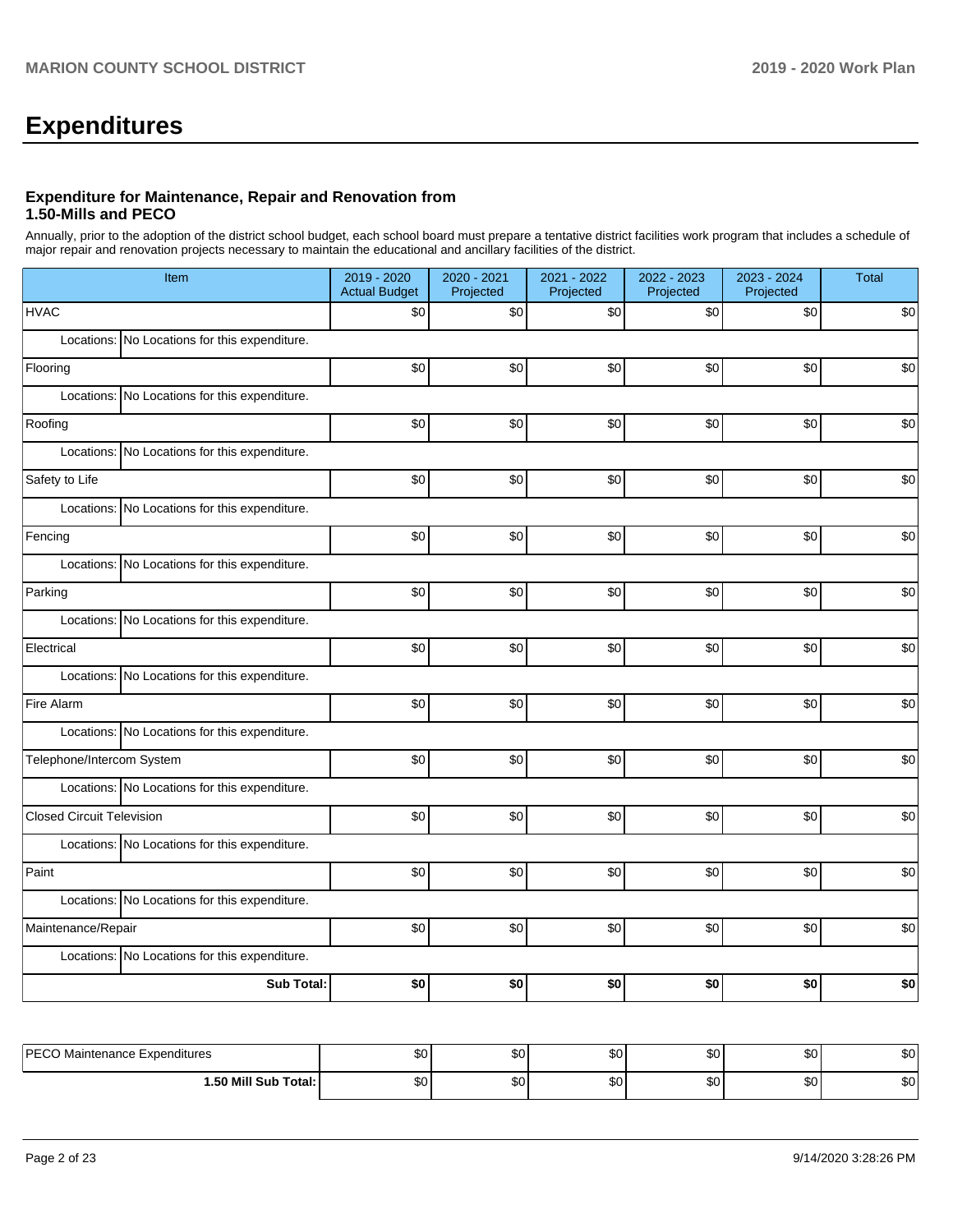# Expenditures

### Expenditure for Maintenance, Repair and Renovation from 1.50-Mills and PECO

Annually, prior to the adoption of the district school budget, each school board must prepare a tentative district facilities work program that includes a schedule of major repair and renovation projects necessary to maintain the educational and ancillary facilities of the district.

| Item | | 2019 - 2020 Actual Budget | 2020 - 2021 Projected | 2021 - 2022 Projected | 2022 - 2023 Projected | 2023 - 2024 Projected | Total |
|---|---|---|---|---|---|---|---|
| HVAC | | $0 | $0 | $0 | $0 | $0 | $0 |
| Locations: | No Locations for this expenditure. | | | | | | |
| Flooring | | $0 | $0 | $0 | $0 | $0 | $0 |
| Locations: | No Locations for this expenditure. | | | | | | |
| Roofing | | $0 | $0 | $0 | $0 | $0 | $0 |
| Locations: | No Locations for this expenditure. | | | | | | |
| Safety to Life | | $0 | $0 | $0 | $0 | $0 | $0 |
| Locations: | No Locations for this expenditure. | | | | | | |
| Fencing | | $0 | $0 | $0 | $0 | $0 | $0 |
| Locations: | No Locations for this expenditure. | | | | | | |
| Parking | | $0 | $0 | $0 | $0 | $0 | $0 |
| Locations: | No Locations for this expenditure. | | | | | | |
| Electrical | | $0 | $0 | $0 | $0 | $0 | $0 |
| Locations: | No Locations for this expenditure. | | | | | | |
| Fire Alarm | | $0 | $0 | $0 | $0 | $0 | $0 |
| Locations: | No Locations for this expenditure. | | | | | | |
| Telephone/Intercom System | | $0 | $0 | $0 | $0 | $0 | $0 |
| Locations: | No Locations for this expenditure. | | | | | | |
| Closed Circuit Television | | $0 | $0 | $0 | $0 | $0 | $0 |
| Locations: | No Locations for this expenditure. | | | | | | |
| Paint | | $0 | $0 | $0 | $0 | $0 | $0 |
| Locations: | No Locations for this expenditure. | | | | | | |
| Maintenance/Repair | | $0 | $0 | $0 | $0 | $0 | $0 |
| Locations: | No Locations for this expenditure. | | | | | | |
| | **Sub Total:** | **$0** | **$0** | **$0** | **$0** | **$0** | **$0** |

| | | | | | | |
|---|---|---|---|---|---|---|
| PECO Maintenance Expenditures | $0 | $0 | $0 | $0 | $0 | $0 |
| **1.50 Mill Sub Total:** | $0 | $0 | $0 | $0 | $0 | $0 |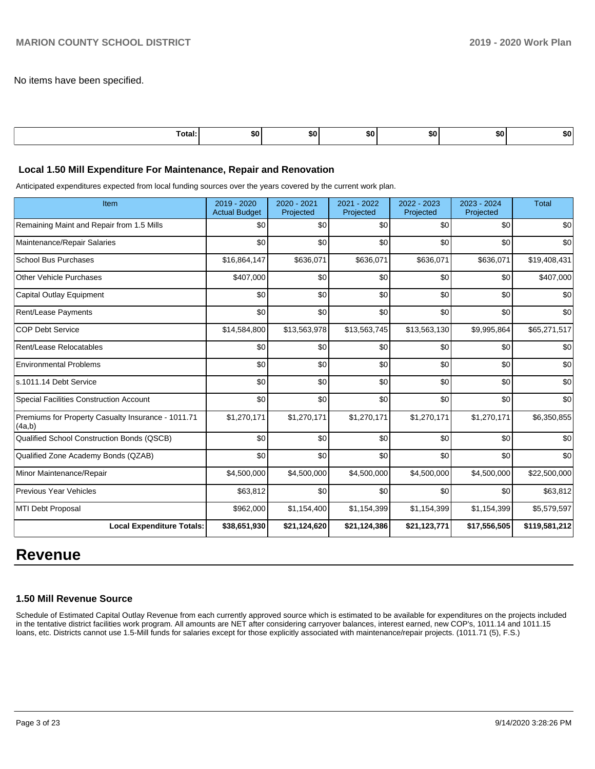No items have been specified.

| Total: | $0 | $0 | $0 | $0 | $0 | $0 |
|---|---|---|---|---|---|---|

### Local 1.50 Mill Expenditure For Maintenance, Repair and Renovation

Anticipated expenditures expected from local funding sources over the years covered by the current work plan.

| Item | 2019 - 2020 Actual Budget | 2020 - 2021 Projected | 2021 - 2022 Projected | 2022 - 2023 Projected | 2023 - 2024 Projected | Total |
|---|---|---|---|---|---|---|
| Remaining Maint and Repair from 1.5 Mills | $0 | $0 | $0 | $0 | $0 | $0 |
| Maintenance/Repair Salaries | $0 | $0 | $0 | $0 | $0 | $0 |
| School Bus Purchases | $16,864,147 | $636,071 | $636,071 | $636,071 | $636,071 | $19,408,431 |
| Other Vehicle Purchases | $407,000 | $0 | $0 | $0 | $0 | $407,000 |
| Capital Outlay Equipment | $0 | $0 | $0 | $0 | $0 | $0 |
| Rent/Lease Payments | $0 | $0 | $0 | $0 | $0 | $0 |
| COP Debt Service | $14,584,800 | $13,563,978 | $13,563,745 | $13,563,130 | $9,995,864 | $65,271,517 |
| Rent/Lease Relocatables | $0 | $0 | $0 | $0 | $0 | $0 |
| Environmental Problems | $0 | $0 | $0 | $0 | $0 | $0 |
| s.1011.14 Debt Service | $0 | $0 | $0 | $0 | $0 | $0 |
| Special Facilities Construction Account | $0 | $0 | $0 | $0 | $0 | $0 |
| Premiums for Property Casualty Insurance - 1011.71 (4a,b) | $1,270,171 | $1,270,171 | $1,270,171 | $1,270,171 | $1,270,171 | $6,350,855 |
| Qualified School Construction Bonds (QSCB) | $0 | $0 | $0 | $0 | $0 | $0 |
| Qualified Zone Academy Bonds (QZAB) | $0 | $0 | $0 | $0 | $0 | $0 |
| Minor Maintenance/Repair | $4,500,000 | $4,500,000 | $4,500,000 | $4,500,000 | $4,500,000 | $22,500,000 |
| Previous Year Vehicles | $63,812 | $0 | $0 | $0 | $0 | $63,812 |
| MTI Debt Proposal | $962,000 | $1,154,400 | $1,154,399 | $1,154,399 | $1,154,399 | $5,579,597 |
| **Local Expenditure Totals:** | **$38,651,930** | **$21,124,620** | **$21,124,386** | **$21,123,771** | **$17,556,505** | **$119,581,212** |

# Revenue

### 1.50 Mill Revenue Source

Schedule of Estimated Capital Outlay Revenue from each currently approved source which is estimated to be available for expenditures on the projects included in the tentative district facilities work program. All amounts are NET after considering carryover balances, interest earned, new COP's, 1011.14 and 1011.15 loans, etc. Districts cannot use 1.5-Mill funds for salaries except for those explicitly associated with maintenance/repair projects. (1011.71 (5), F.S.)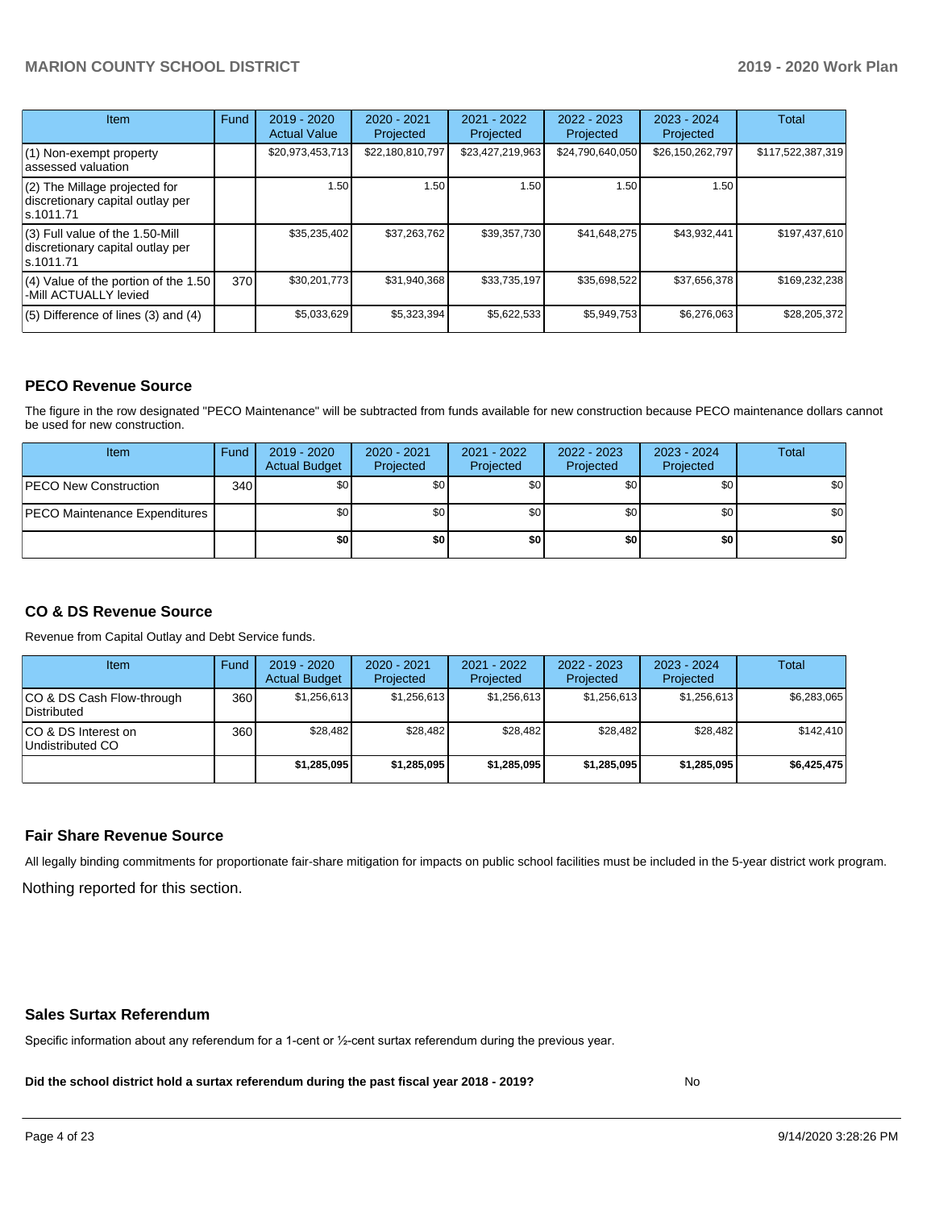| Item | Fund | 2019 - 2020 Actual Value | 2020 - 2021 Projected | 2021 - 2022 Projected | 2022 - 2023 Projected | 2023 - 2024 Projected | Total |
|---|---|---|---|---|---|---|---|
| (1) Non-exempt property assessed valuation | | $20,973,453,713 | $22,180,810,797 | $23,427,219,963 | $24,790,640,050 | $26,150,262,797 | $117,522,387,319 |
| (2) The Millage projected for discretionary capital outlay per s.1011.71 | | 1.50 | 1.50 | 1.50 | 1.50 | 1.50 | |
| (3) Full value of the 1.50-Mill discretionary capital outlay per s.1011.71 | | $35,235,402 | $37,263,762 | $39,357,730 | $41,648,275 | $43,932,441 | $197,437,610 |
| (4) Value of the portion of the 1.50 -Mill ACTUALLY levied | 370 | $30,201,773 | $31,940,368 | $33,735,197 | $35,698,522 | $37,656,378 | $169,232,238 |
| (5) Difference of lines (3) and (4) | | $5,033,629 | $5,323,394 | $5,622,533 | $5,949,753 | $6,276,063 | $28,205,372 |

## PECO Revenue Source

The figure in the row designated "PECO Maintenance" will be subtracted from funds available for new construction because PECO maintenance dollars cannot be used for new construction.

| Item | Fund | 2019 - 2020 Actual Budget | 2020 - 2021 Projected | 2021 - 2022 Projected | 2022 - 2023 Projected | 2023 - 2024 Projected | Total |
|---|---|---|---|---|---|---|---|
| PECO New Construction | 340 | $0 | $0 | $0 | $0 | $0 | $0 |
| PECO Maintenance Expenditures | | $0 | $0 | $0 | $0 | $0 | $0 |
| | | **$0** | **$0** | **$0** | **$0** | **$0** | **$0** |

## CO & DS Revenue Source

Revenue from Capital Outlay and Debt Service funds.

| Item | Fund | 2019 - 2020 Actual Budget | 2020 - 2021 Projected | 2021 - 2022 Projected | 2022 - 2023 Projected | 2023 - 2024 Projected | Total |
|---|---|---|---|---|---|---|---|
| CO & DS Cash Flow-through Distributed | 360 | $1,256,613 | $1,256,613 | $1,256,613 | $1,256,613 | $1,256,613 | $6,283,065 |
| CO & DS Interest on Undistributed CO | 360 | $28,482 | $28,482 | $28,482 | $28,482 | $28,482 | $142,410 |
| | | **$1,285,095** | **$1,285,095** | **$1,285,095** | **$1,285,095** | **$1,285,095** | **$6,425,475** |

## Fair Share Revenue Source

All legally binding commitments for proportionate fair-share mitigation for impacts on public school facilities must be included in the 5-year district work program.

Nothing reported for this section.

## Sales Surtax Referendum

Specific information about any referendum for a 1-cent or ½-cent surtax referendum during the previous year.

**Did the school district hold a surtax referendum during the past fiscal year 2018 - 2019?** No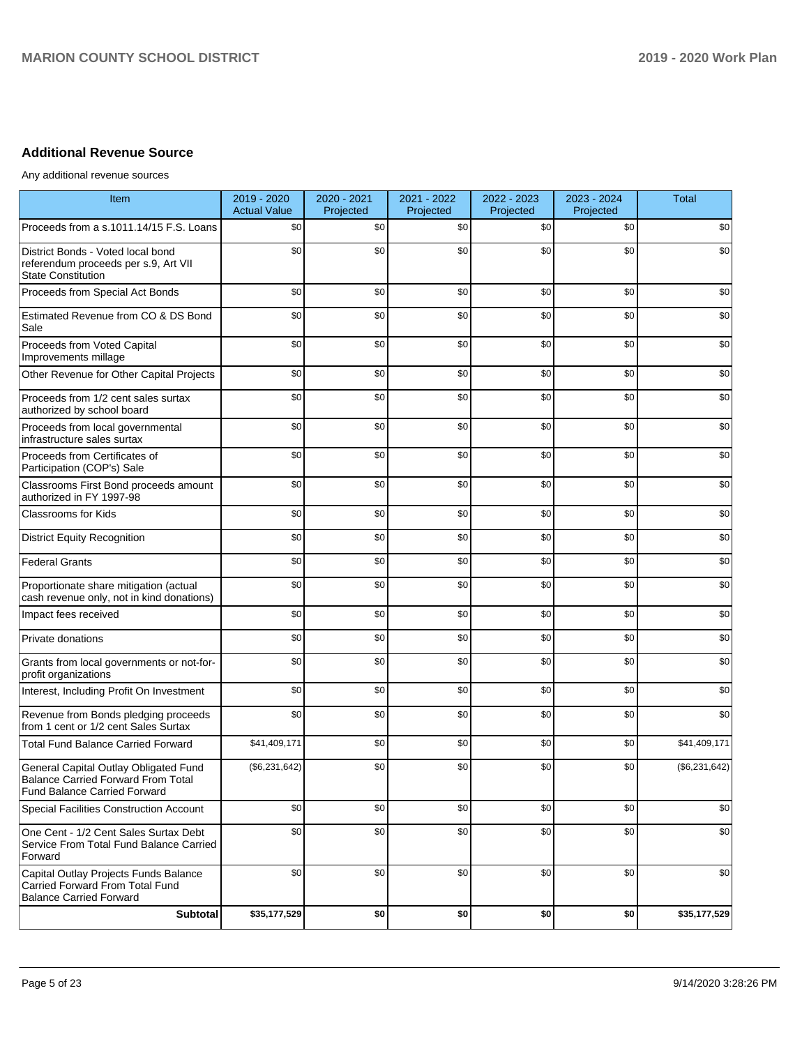## Additional Revenue Source

Any additional revenue sources

| Item | 2019 - 2020 Actual Value | 2020 - 2021 Projected | 2021 - 2022 Projected | 2022 - 2023 Projected | 2023 - 2024 Projected | Total |
|---|---|---|---|---|---|---|
| Proceeds from a s.1011.14/15 F.S. Loans | $0 | $0 | $0 | $0 | $0 | $0 |
| District Bonds - Voted local bond referendum proceeds per s.9, Art VII State Constitution | $0 | $0 | $0 | $0 | $0 | $0 |
| Proceeds from Special Act Bonds | $0 | $0 | $0 | $0 | $0 | $0 |
| Estimated Revenue from CO & DS Bond Sale | $0 | $0 | $0 | $0 | $0 | $0 |
| Proceeds from Voted Capital Improvements millage | $0 | $0 | $0 | $0 | $0 | $0 |
| Other Revenue for Other Capital Projects | $0 | $0 | $0 | $0 | $0 | $0 |
| Proceeds from 1/2 cent sales surtax authorized by school board | $0 | $0 | $0 | $0 | $0 | $0 |
| Proceeds from local governmental infrastructure sales surtax | $0 | $0 | $0 | $0 | $0 | $0 |
| Proceeds from Certificates of Participation (COP's) Sale | $0 | $0 | $0 | $0 | $0 | $0 |
| Classrooms First Bond proceeds amount authorized in FY 1997-98 | $0 | $0 | $0 | $0 | $0 | $0 |
| Classrooms for Kids | $0 | $0 | $0 | $0 | $0 | $0 |
| District Equity Recognition | $0 | $0 | $0 | $0 | $0 | $0 |
| Federal Grants | $0 | $0 | $0 | $0 | $0 | $0 |
| Proportionate share mitigation (actual cash revenue only, not in kind donations) | $0 | $0 | $0 | $0 | $0 | $0 |
| Impact fees received | $0 | $0 | $0 | $0 | $0 | $0 |
| Private donations | $0 | $0 | $0 | $0 | $0 | $0 |
| Grants from local governments or not-for-profit organizations | $0 | $0 | $0 | $0 | $0 | $0 |
| Interest, Including Profit On Investment | $0 | $0 | $0 | $0 | $0 | $0 |
| Revenue from Bonds pledging proceeds from 1 cent or 1/2 cent Sales Surtax | $0 | $0 | $0 | $0 | $0 | $0 |
| Total Fund Balance Carried Forward | $41,409,171 | $0 | $0 | $0 | $0 | $41,409,171 |
| General Capital Outlay Obligated Fund Balance Carried Forward From Total Fund Balance Carried Forward | ($6,231,642) | $0 | $0 | $0 | $0 | ($6,231,642) |
| Special Facilities Construction Account | $0 | $0 | $0 | $0 | $0 | $0 |
| One Cent - 1/2 Cent Sales Surtax Debt Service From Total Fund Balance Carried Forward | $0 | $0 | $0 | $0 | $0 | $0 |
| Capital Outlay Projects Funds Balance Carried Forward From Total Fund Balance Carried Forward | $0 | $0 | $0 | $0 | $0 | $0 |
| **Subtotal** | **$35,177,529** | **$0** | **$0** | **$0** | **$0** | **$35,177,529** |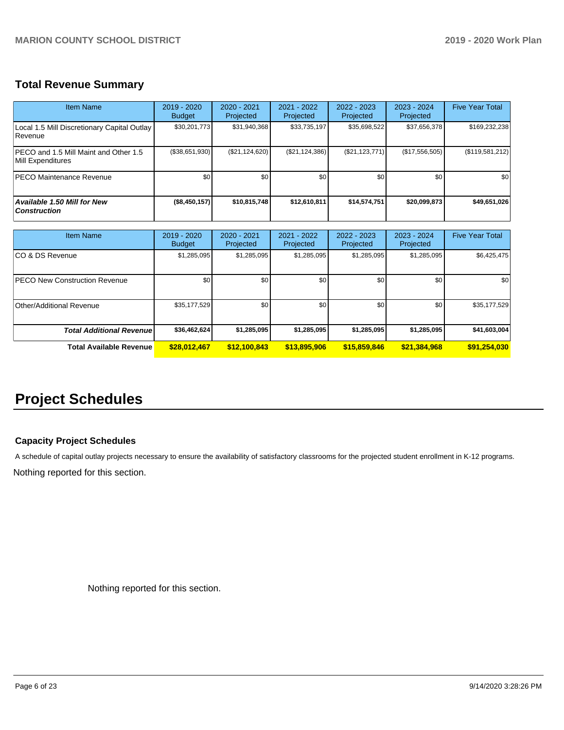## Total Revenue Summary

| Item Name | 2019 - 2020 Budget | 2020 - 2021 Projected | 2021 - 2022 Projected | 2022 - 2023 Projected | 2023 - 2024 Projected | Five Year Total |
|---|---|---|---|---|---|---|
| Local 1.5 Mill Discretionary Capital Outlay Revenue | $30,201,773 | $31,940,368 | $33,735,197 | $35,698,522 | $37,656,378 | $169,232,238 |
| PECO and 1.5 Mill Maint and Other 1.5 Mill Expenditures | ($38,651,930) | ($21,124,620) | ($21,124,386) | ($21,123,771) | ($17,556,505) | ($119,581,212) |
| PECO Maintenance Revenue | $0 | $0 | $0 | $0 | $0 | $0 |
| ***Available 1.50 Mill for New Construction*** | **($8,450,157)** | **$10,815,748** | **$12,610,811** | **$14,574,751** | **$20,099,873** | **$49,651,026** |

| Item Name | 2019 - 2020 Budget | 2020 - 2021 Projected | 2021 - 2022 Projected | 2022 - 2023 Projected | 2023 - 2024 Projected | Five Year Total |
|---|---|---|---|---|---|---|
| CO & DS Revenue | $1,285,095 | $1,285,095 | $1,285,095 | $1,285,095 | $1,285,095 | $6,425,475 |
| PECO New Construction Revenue | $0 | $0 | $0 | $0 | $0 | $0 |
| Other/Additional Revenue | $35,177,529 | $0 | $0 | $0 | $0 | $35,177,529 |
| ***Total Additional Revenue*** | **$36,462,624** | **$1,285,095** | **$1,285,095** | **$1,285,095** | **$1,285,095** | **$41,603,004** |
| **Total Available Revenue** | **$28,012,467** | **$12,100,843** | **$13,895,906** | **$15,859,846** | **$21,384,968** | **$91,254,030** |

# Project Schedules

### Capacity Project Schedules

A schedule of capital outlay projects necessary to ensure the availability of satisfactory classrooms for the projected student enrollment in K-12 programs.

Nothing reported for this section.

Nothing reported for this section.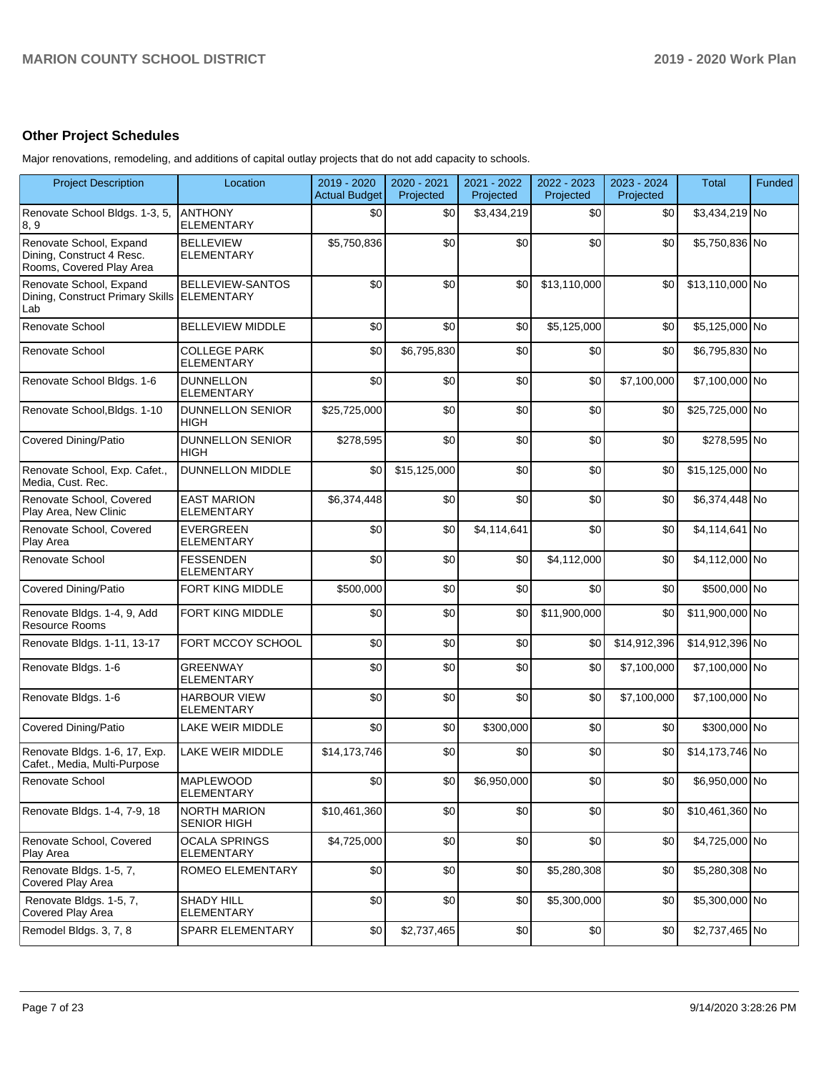## Other Project Schedules

Major renovations, remodeling, and additions of capital outlay projects that do not add capacity to schools.

| Project Description | Location | 2019 - 2020 Actual Budget | 2020 - 2021 Projected | 2021 - 2022 Projected | 2022 - 2023 Projected | 2023 - 2024 Projected | Total | Funded |
|---|---|---|---|---|---|---|---|---|
| Renovate School Bldgs. 1-3, 5, 8, 9 | ANTHONY ELEMENTARY | $0 | $0 | $3,434,219 | $0 | $0 | $3,434,219 | No |
| Renovate School, Expand Dining, Construct 4 Resc. Rooms, Covered Play Area | BELLEVIEW ELEMENTARY | $5,750,836 | $0 | $0 | $0 | $0 | $5,750,836 | No |
| Renovate School, Expand Dining, Construct Primary Skills Lab | BELLEVIEW-SANTOS ELEMENTARY | $0 | $0 | $0 | $13,110,000 | $0 | $13,110,000 | No |
| Renovate School | BELLEVIEW MIDDLE | $0 | $0 | $0 | $5,125,000 | $0 | $5,125,000 | No |
| Renovate School | COLLEGE PARK ELEMENTARY | $0 | $6,795,830 | $0 | $0 | $0 | $6,795,830 | No |
| Renovate School Bldgs. 1-6 | DUNNELLON ELEMENTARY | $0 | $0 | $0 | $0 | $7,100,000 | $7,100,000 | No |
| Renovate School,Bldgs. 1-10 | DUNNELLON SENIOR HIGH | $25,725,000 | $0 | $0 | $0 | $0 | $25,725,000 | No |
| Covered Dining/Patio | DUNNELLON SENIOR HIGH | $278,595 | $0 | $0 | $0 | $0 | $278,595 | No |
| Renovate School, Exp. Cafet., Media, Cust. Rec. | DUNNELLON MIDDLE | $0 | $15,125,000 | $0 | $0 | $0 | $15,125,000 | No |
| Renovate School, Covered Play Area, New Clinic | EAST MARION ELEMENTARY | $6,374,448 | $0 | $0 | $0 | $0 | $6,374,448 | No |
| Renovate School, Covered Play Area | EVERGREEN ELEMENTARY | $0 | $0 | $4,114,641 | $0 | $0 | $4,114,641 | No |
| Renovate School | FESSENDEN ELEMENTARY | $0 | $0 | $0 | $4,112,000 | $0 | $4,112,000 | No |
| Covered Dining/Patio | FORT KING MIDDLE | $500,000 | $0 | $0 | $0 | $0 | $500,000 | No |
| Renovate Bldgs. 1-4, 9, Add Resource Rooms | FORT KING MIDDLE | $0 | $0 | $0 | $11,900,000 | $0 | $11,900,000 | No |
| Renovate Bldgs. 1-11, 13-17 | FORT MCCOY SCHOOL | $0 | $0 | $0 | $0 | $14,912,396 | $14,912,396 | No |
| Renovate Bldgs. 1-6 | GREENWAY ELEMENTARY | $0 | $0 | $0 | $0 | $7,100,000 | $7,100,000 | No |
| Renovate Bldgs. 1-6 | HARBOUR VIEW ELEMENTARY | $0 | $0 | $0 | $0 | $7,100,000 | $7,100,000 | No |
| Covered Dining/Patio | LAKE WEIR MIDDLE | $0 | $0 | $300,000 | $0 | $0 | $300,000 | No |
| Renovate Bldgs. 1-6, 17, Exp. Cafet., Media, Multi-Purpose | LAKE WEIR MIDDLE | $14,173,746 | $0 | $0 | $0 | $0 | $14,173,746 | No |
| Renovate School | MAPLEWOOD ELEMENTARY | $0 | $0 | $6,950,000 | $0 | $0 | $6,950,000 | No |
| Renovate Bldgs. 1-4, 7-9, 18 | NORTH MARION SENIOR HIGH | $10,461,360 | $0 | $0 | $0 | $0 | $10,461,360 | No |
| Renovate School, Covered Play Area | OCALA SPRINGS ELEMENTARY | $4,725,000 | $0 | $0 | $0 | $0 | $4,725,000 | No |
| Renovate Bldgs. 1-5, 7, Covered Play Area | ROMEO ELEMENTARY | $0 | $0 | $0 | $5,280,308 | $0 | $5,280,308 | No |
| Renovate Bldgs. 1-5, 7, Covered Play Area | SHADY HILL ELEMENTARY | $0 | $0 | $0 | $5,300,000 | $0 | $5,300,000 | No |
| Remodel Bldgs. 3, 7, 8 | SPARR ELEMENTARY | $0 | $2,737,465 | $0 | $0 | $0 | $2,737,465 | No |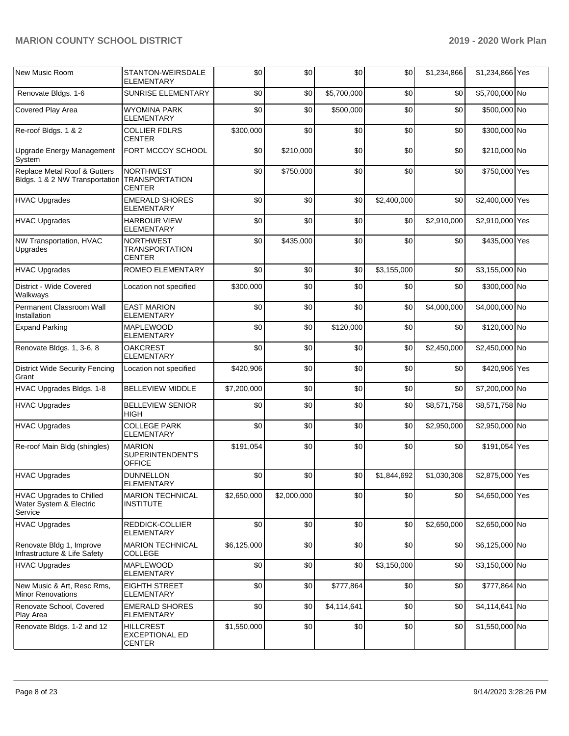| New Music Room | STANTON-WEIRSDALE ELEMENTARY | $0 | $0 | $0 | $0 | $1,234,866 | $1,234,866 | Yes |
|---|---|---|---|---|---|---|---|---|
| Renovate Bldgs. 1-6 | SUNRISE ELEMENTARY | $0 | $0 | $5,700,000 | $0 | $0 | $5,700,000 | No |
| Covered Play Area | WYOMINA PARK ELEMENTARY | $0 | $0 | $500,000 | $0 | $0 | $500,000 | No |
| Re-roof Bldgs. 1 & 2 | COLLIER FDLRS CENTER | $300,000 | $0 | $0 | $0 | $0 | $300,000 | No |
| Upgrade Energy Management System | FORT MCCOY SCHOOL | $0 | $210,000 | $0 | $0 | $0 | $210,000 | No |
| Replace Metal Roof & Gutters Bldgs. 1 & 2 NW Transportation | NORTHWEST TRANSPORTATION CENTER | $0 | $750,000 | $0 | $0 | $0 | $750,000 | Yes |
| HVAC Upgrades | EMERALD SHORES ELEMENTARY | $0 | $0 | $0 | $2,400,000 | $0 | $2,400,000 | Yes |
| HVAC Upgrades | HARBOUR VIEW ELEMENTARY | $0 | $0 | $0 | $0 | $2,910,000 | $2,910,000 | Yes |
| NW Transportation, HVAC Upgrades | NORTHWEST TRANSPORTATION CENTER | $0 | $435,000 | $0 | $0 | $0 | $435,000 | Yes |
| HVAC Upgrades | ROMEO ELEMENTARY | $0 | $0 | $0 | $3,155,000 | $0 | $3,155,000 | No |
| District - Wide Covered Walkways | Location not specified | $300,000 | $0 | $0 | $0 | $0 | $300,000 | No |
| Permanent Classroom Wall Installation | EAST MARION ELEMENTARY | $0 | $0 | $0 | $0 | $4,000,000 | $4,000,000 | No |
| Expand Parking | MAPLEWOOD ELEMENTARY | $0 | $0 | $120,000 | $0 | $0 | $120,000 | No |
| Renovate Bldgs. 1, 3-6, 8 | OAKCREST ELEMENTARY | $0 | $0 | $0 | $0 | $2,450,000 | $2,450,000 | No |
| District Wide Security Fencing Grant | Location not specified | $420,906 | $0 | $0 | $0 | $0 | $420,906 | Yes |
| HVAC Upgrades Bldgs. 1-8 | BELLEVIEW MIDDLE | $7,200,000 | $0 | $0 | $0 | $0 | $7,200,000 | No |
| HVAC Upgrades | BELLEVIEW SENIOR HIGH | $0 | $0 | $0 | $0 | $8,571,758 | $8,571,758 | No |
| HVAC Upgrades | COLLEGE PARK ELEMENTARY | $0 | $0 | $0 | $0 | $2,950,000 | $2,950,000 | No |
| Re-roof Main Bldg (shingles) | MARION SUPERINTENDENT'S OFFICE | $191,054 | $0 | $0 | $0 | $0 | $191,054 | Yes |
| HVAC Upgrades | DUNNELLON ELEMENTARY | $0 | $0 | $0 | $1,844,692 | $1,030,308 | $2,875,000 | Yes |
| HVAC Upgrades to Chilled Water System & Electric Service | MARION TECHNICAL INSTITUTE | $2,650,000 | $2,000,000 | $0 | $0 | $0 | $4,650,000 | Yes |
| HVAC Upgrades | REDDICK-COLLIER ELEMENTARY | $0 | $0 | $0 | $0 | $2,650,000 | $2,650,000 | No |
| Renovate Bldg 1, Improve Infrastructure & Life Safety | MARION TECHNICAL COLLEGE | $6,125,000 | $0 | $0 | $0 | $0 | $6,125,000 | No |
| HVAC Upgrades | MAPLEWOOD ELEMENTARY | $0 | $0 | $0 | $3,150,000 | $0 | $3,150,000 | No |
| New Music & Art, Resc Rms, Minor Renovations | EIGHTH STREET ELEMENTARY | $0 | $0 | $777,864 | $0 | $0 | $777,864 | No |
| Renovate School, Covered Play Area | EMERALD SHORES ELEMENTARY | $0 | $0 | $4,114,641 | $0 | $0 | $4,114,641 | No |
| Renovate Bldgs. 1-2 and 12 | HILLCREST EXCEPTIONAL ED CENTER | $1,550,000 | $0 | $0 | $0 | $0 | $1,550,000 | No |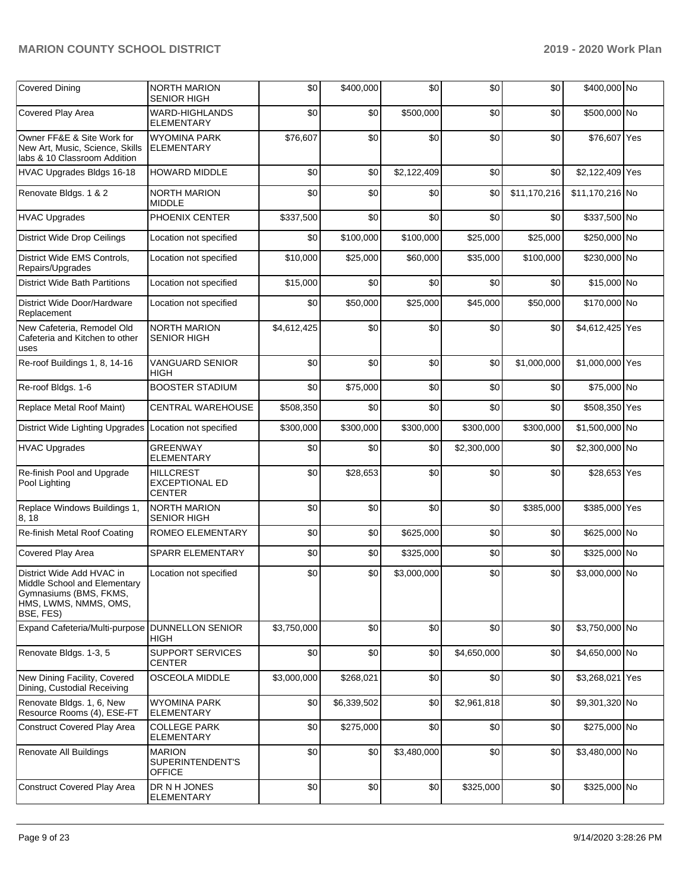| | | | | | | | | |
|---|---|---|---|---|---|---|---|---|
| Covered Dining | NORTH MARION SENIOR HIGH | $0 | $400,000 | $0 | $0 | $0 | $400,000 | No |
| Covered Play Area | WARD-HIGHLANDS ELEMENTARY | $0 | $0 | $500,000 | $0 | $0 | $500,000 | No |
| Owner FF&E & Site Work for New Art, Music, Science, Skills labs & 10 Classroom Addition | WYOMINA PARK ELEMENTARY | $76,607 | $0 | $0 | $0 | $0 | $76,607 | Yes |
| HVAC Upgrades Bldgs 16-18 | HOWARD MIDDLE | $0 | $0 | $2,122,409 | $0 | $0 | $2,122,409 | Yes |
| Renovate Bldgs. 1 & 2 | NORTH MARION MIDDLE | $0 | $0 | $0 | $0 | $11,170,216 | $11,170,216 | No |
| HVAC Upgrades | PHOENIX CENTER | $337,500 | $0 | $0 | $0 | $0 | $337,500 | No |
| District Wide Drop Ceilings | Location not specified | $0 | $100,000 | $100,000 | $25,000 | $25,000 | $250,000 | No |
| District Wide EMS Controls, Repairs/Upgrades | Location not specified | $10,000 | $25,000 | $60,000 | $35,000 | $100,000 | $230,000 | No |
| District Wide Bath Partitions | Location not specified | $15,000 | $0 | $0 | $0 | $0 | $15,000 | No |
| District Wide Door/Hardware Replacement | Location not specified | $0 | $50,000 | $25,000 | $45,000 | $50,000 | $170,000 | No |
| New Cafeteria, Remodel Old Cafeteria and Kitchen to other uses | NORTH MARION SENIOR HIGH | $4,612,425 | $0 | $0 | $0 | $0 | $4,612,425 | Yes |
| Re-roof Buildings 1, 8, 14-16 | VANGUARD SENIOR HIGH | $0 | $0 | $0 | $0 | $1,000,000 | $1,000,000 | Yes |
| Re-roof Bldgs. 1-6 | BOOSTER STADIUM | $0 | $75,000 | $0 | $0 | $0 | $75,000 | No |
| Replace Metal Roof Maint) | CENTRAL WAREHOUSE | $508,350 | $0 | $0 | $0 | $0 | $508,350 | Yes |
| District Wide Lighting Upgrades | Location not specified | $300,000 | $300,000 | $300,000 | $300,000 | $300,000 | $1,500,000 | No |
| HVAC Upgrades | GREENWAY ELEMENTARY | $0 | $0 | $0 | $2,300,000 | $0 | $2,300,000 | No |
| Re-finish Pool and Upgrade Pool Lighting | HILLCREST EXCEPTIONAL ED CENTER | $0 | $28,653 | $0 | $0 | $0 | $28,653 | Yes |
| Replace Windows Buildings 1, 8, 18 | NORTH MARION SENIOR HIGH | $0 | $0 | $0 | $0 | $385,000 | $385,000 | Yes |
| Re-finish Metal Roof Coating | ROMEO ELEMENTARY | $0 | $0 | $625,000 | $0 | $0 | $625,000 | No |
| Covered Play Area | SPARR ELEMENTARY | $0 | $0 | $325,000 | $0 | $0 | $325,000 | No |
| District Wide Add HVAC in Middle School and Elementary Gymnasiums (BMS, FKMS, HMS, LWMS, NMMS, OMS, BSE, FES) | Location not specified | $0 | $0 | $3,000,000 | $0 | $0 | $3,000,000 | No |
| Expand Cafeteria/Multi-purpose | DUNNELLON SENIOR HIGH | $3,750,000 | $0 | $0 | $0 | $0 | $3,750,000 | No |
| Renovate Bldgs. 1-3, 5 | SUPPORT SERVICES CENTER | $0 | $0 | $0 | $4,650,000 | $0 | $4,650,000 | No |
| New Dining Facility, Covered Dining, Custodial Receiving | OSCEOLA MIDDLE | $3,000,000 | $268,021 | $0 | $0 | $0 | $3,268,021 | Yes |
| Renovate Bldgs. 1, 6, New Resource Rooms (4), ESE-FT | WYOMINA PARK ELEMENTARY | $0 | $6,339,502 | $0 | $2,961,818 | $0 | $9,301,320 | No |
| Construct Covered Play Area | COLLEGE PARK ELEMENTARY | $0 | $275,000 | $0 | $0 | $0 | $275,000 | No |
| Renovate All Buildings | MARION SUPERINTENDENT'S OFFICE | $0 | $0 | $3,480,000 | $0 | $0 | $3,480,000 | No |
| Construct Covered Play Area | DR N H JONES ELEMENTARY | $0 | $0 | $0 | $325,000 | $0 | $325,000 | No |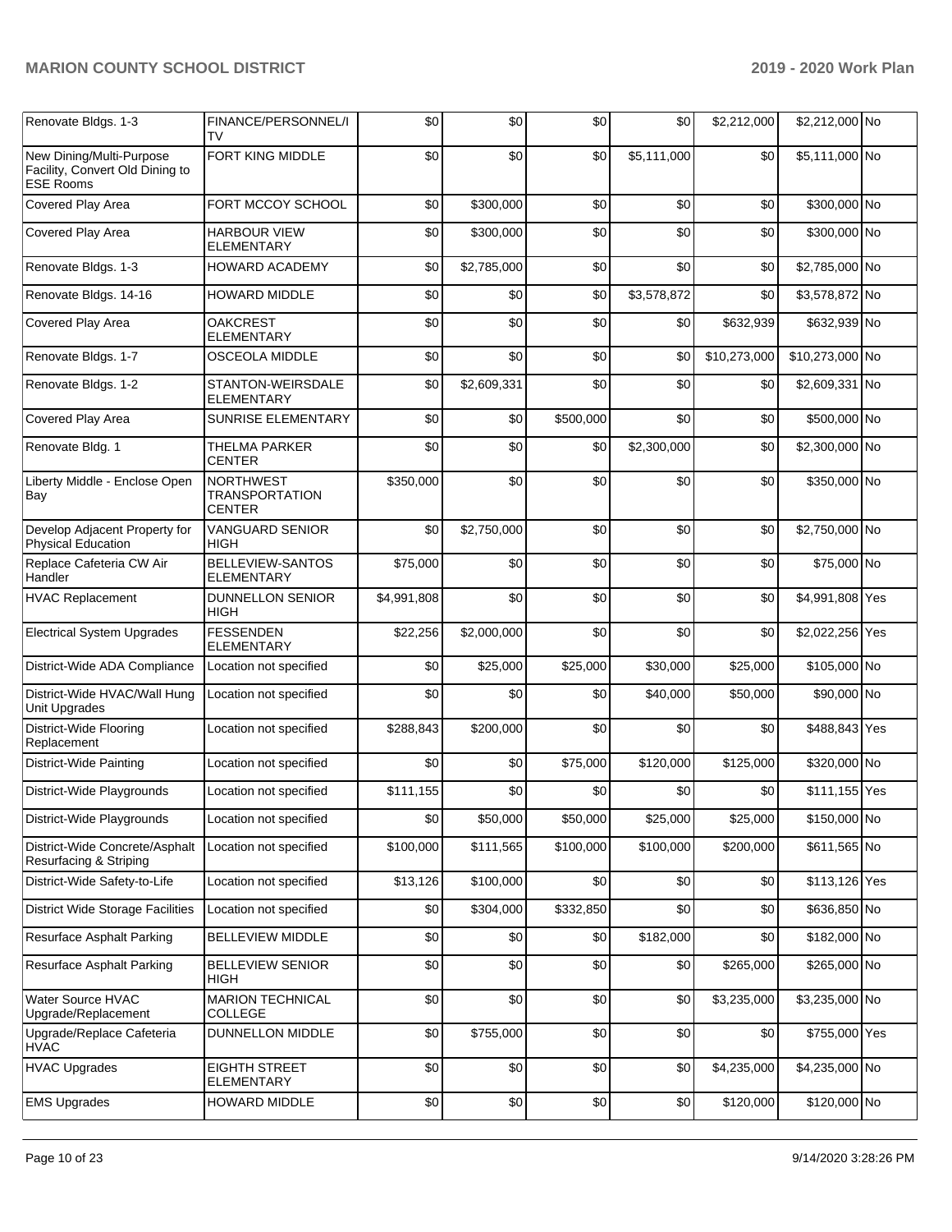| | | | | | | | | |
|---|---|---|---|---|---|---|---|---|
| Renovate Bldgs. 1-3 | FINANCE/PERSONNEL/ITV | $0 | $0 | $0 | $0 | $2,212,000 | $2,212,000 | No |
| New Dining/Multi-Purpose Facility, Convert Old Dining to ESE Rooms | FORT KING MIDDLE | $0 | $0 | $0 | $5,111,000 | $0 | $5,111,000 | No |
| Covered Play Area | FORT MCCOY SCHOOL | $0 | $300,000 | $0 | $0 | $0 | $300,000 | No |
| Covered Play Area | HARBOUR VIEW ELEMENTARY | $0 | $300,000 | $0 | $0 | $0 | $300,000 | No |
| Renovate Bldgs. 1-3 | HOWARD ACADEMY | $0 | $2,785,000 | $0 | $0 | $0 | $2,785,000 | No |
| Renovate Bldgs. 14-16 | HOWARD MIDDLE | $0 | $0 | $0 | $3,578,872 | $0 | $3,578,872 | No |
| Covered Play Area | OAKCREST ELEMENTARY | $0 | $0 | $0 | $0 | $632,939 | $632,939 | No |
| Renovate Bldgs. 1-7 | OSCEOLA MIDDLE | $0 | $0 | $0 | $0 | $10,273,000 | $10,273,000 | No |
| Renovate Bldgs. 1-2 | STANTON-WEIRSDALE ELEMENTARY | $0 | $2,609,331 | $0 | $0 | $0 | $2,609,331 | No |
| Covered Play Area | SUNRISE ELEMENTARY | $0 | $0 | $500,000 | $0 | $0 | $500,000 | No |
| Renovate Bldg. 1 | THELMA PARKER CENTER | $0 | $0 | $0 | $2,300,000 | $0 | $2,300,000 | No |
| Liberty Middle - Enclose Open Bay | NORTHWEST TRANSPORTATION CENTER | $350,000 | $0 | $0 | $0 | $0 | $350,000 | No |
| Develop Adjacent Property for Physical Education | VANGUARD SENIOR HIGH | $0 | $2,750,000 | $0 | $0 | $0 | $2,750,000 | No |
| Replace Cafeteria CW Air Handler | BELLEVIEW-SANTOS ELEMENTARY | $75,000 | $0 | $0 | $0 | $0 | $75,000 | No |
| HVAC Replacement | DUNNELLON SENIOR HIGH | $4,991,808 | $0 | $0 | $0 | $0 | $4,991,808 | Yes |
| Electrical System Upgrades | FESSENDEN ELEMENTARY | $22,256 | $2,000,000 | $0 | $0 | $0 | $2,022,256 | Yes |
| District-Wide ADA Compliance | Location not specified | $0 | $25,000 | $25,000 | $30,000 | $25,000 | $105,000 | No |
| District-Wide HVAC/Wall Hung Unit Upgrades | Location not specified | $0 | $0 | $0 | $40,000 | $50,000 | $90,000 | No |
| District-Wide Flooring Replacement | Location not specified | $288,843 | $200,000 | $0 | $0 | $0 | $488,843 | Yes |
| District-Wide Painting | Location not specified | $0 | $0 | $75,000 | $120,000 | $125,000 | $320,000 | No |
| District-Wide Playgrounds | Location not specified | $111,155 | $0 | $0 | $0 | $0 | $111,155 | Yes |
| District-Wide Playgrounds | Location not specified | $0 | $50,000 | $50,000 | $25,000 | $25,000 | $150,000 | No |
| District-Wide Concrete/Asphalt Resurfacing & Striping | Location not specified | $100,000 | $111,565 | $100,000 | $100,000 | $200,000 | $611,565 | No |
| District-Wide Safety-to-Life | Location not specified | $13,126 | $100,000 | $0 | $0 | $0 | $113,126 | Yes |
| District Wide Storage Facilities | Location not specified | $0 | $304,000 | $332,850 | $0 | $0 | $636,850 | No |
| Resurface Asphalt Parking | BELLEVIEW MIDDLE | $0 | $0 | $0 | $182,000 | $0 | $182,000 | No |
| Resurface Asphalt Parking | BELLEVIEW SENIOR HIGH | $0 | $0 | $0 | $0 | $265,000 | $265,000 | No |
| Water Source HVAC Upgrade/Replacement | MARION TECHNICAL COLLEGE | $0 | $0 | $0 | $0 | $3,235,000 | $3,235,000 | No |
| Upgrade/Replace Cafeteria HVAC | DUNNELLON MIDDLE | $0 | $755,000 | $0 | $0 | $0 | $755,000 | Yes |
| HVAC Upgrades | EIGHTH STREET ELEMENTARY | $0 | $0 | $0 | $0 | $4,235,000 | $4,235,000 | No |
| EMS Upgrades | HOWARD MIDDLE | $0 | $0 | $0 | $0 | $120,000 | $120,000 | No |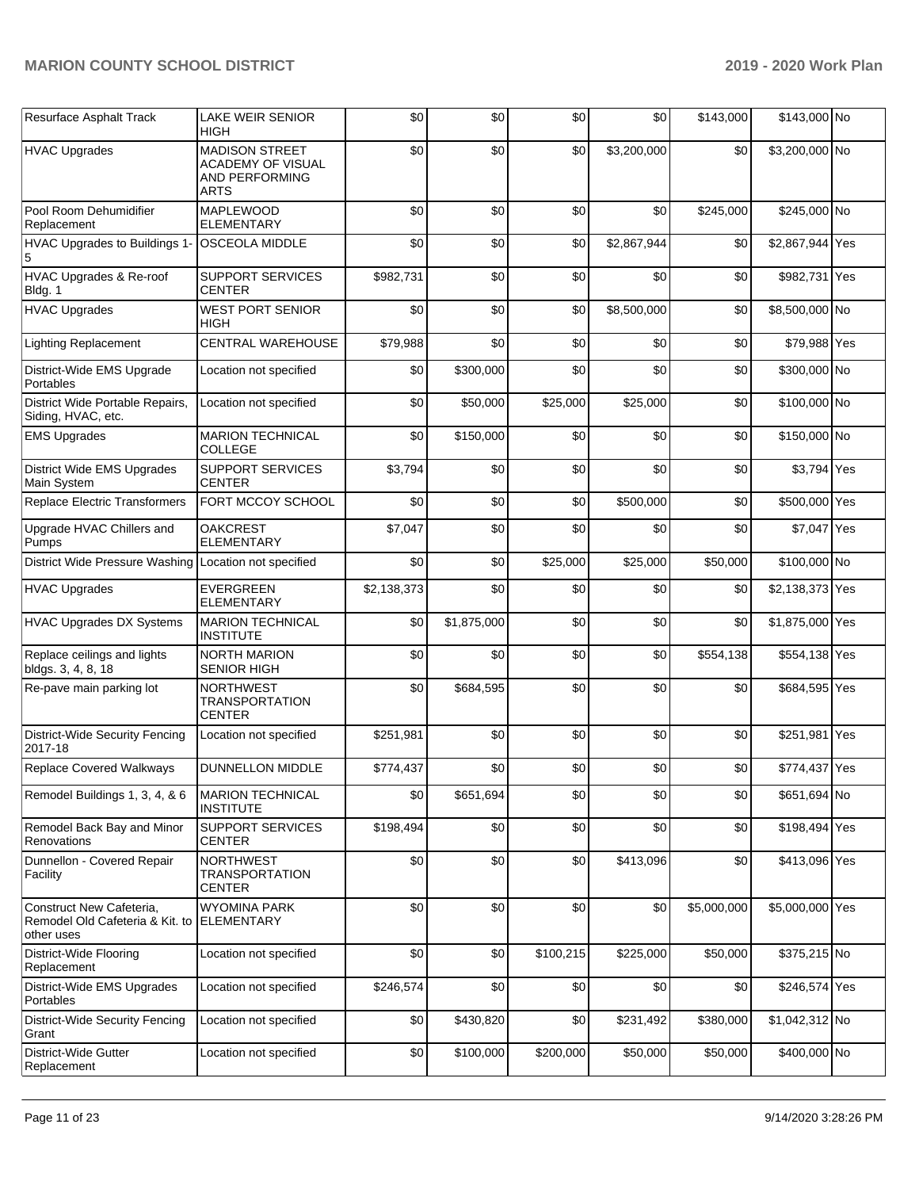| Resurface Asphalt Track | LAKE WEIR SENIOR HIGH | $0 | $0 | $0 | $0 | $143,000 | $143,000 | No |
|---|---|---|---|---|---|---|---|---|
| HVAC Upgrades | MADISON STREET ACADEMY OF VISUAL AND PERFORMING ARTS | $0 | $0 | $0 | $3,200,000 | $0 | $3,200,000 | No |
| Pool Room Dehumidifier Replacement | MAPLEWOOD ELEMENTARY | $0 | $0 | $0 | $0 | $245,000 | $245,000 | No |
| HVAC Upgrades to Buildings 1-5 | OSCEOLA MIDDLE | $0 | $0 | $0 | $2,867,944 | $0 | $2,867,944 | Yes |
| HVAC Upgrades & Re-roof Bldg. 1 | SUPPORT SERVICES CENTER | $982,731 | $0 | $0 | $0 | $0 | $982,731 | Yes |
| HVAC Upgrades | WEST PORT SENIOR HIGH | $0 | $0 | $0 | $8,500,000 | $0 | $8,500,000 | No |
| Lighting Replacement | CENTRAL WAREHOUSE | $79,988 | $0 | $0 | $0 | $0 | $79,988 | Yes |
| District-Wide EMS Upgrade Portables | Location not specified | $0 | $300,000 | $0 | $0 | $0 | $300,000 | No |
| District Wide Portable Repairs, Siding, HVAC, etc. | Location not specified | $0 | $50,000 | $25,000 | $25,000 | $0 | $100,000 | No |
| EMS Upgrades | MARION TECHNICAL COLLEGE | $0 | $150,000 | $0 | $0 | $0 | $150,000 | No |
| District Wide EMS Upgrades Main System | SUPPORT SERVICES CENTER | $3,794 | $0 | $0 | $0 | $0 | $3,794 | Yes |
| Replace Electric Transformers | FORT MCCOY SCHOOL | $0 | $0 | $0 | $500,000 | $0 | $500,000 | Yes |
| Upgrade HVAC Chillers and Pumps | OAKCREST ELEMENTARY | $7,047 | $0 | $0 | $0 | $0 | $7,047 | Yes |
| District Wide Pressure Washing | Location not specified | $0 | $0 | $25,000 | $25,000 | $50,000 | $100,000 | No |
| HVAC Upgrades | EVERGREEN ELEMENTARY | $2,138,373 | $0 | $0 | $0 | $0 | $2,138,373 | Yes |
| HVAC Upgrades DX Systems | MARION TECHNICAL INSTITUTE | $0 | $1,875,000 | $0 | $0 | $0 | $1,875,000 | Yes |
| Replace ceilings and lights bldgs. 3, 4, 8, 18 | NORTH MARION SENIOR HIGH | $0 | $0 | $0 | $0 | $554,138 | $554,138 | Yes |
| Re-pave main parking lot | NORTHWEST TRANSPORTATION CENTER | $0 | $684,595 | $0 | $0 | $0 | $684,595 | Yes |
| District-Wide Security Fencing 2017-18 | Location not specified | $251,981 | $0 | $0 | $0 | $0 | $251,981 | Yes |
| Replace Covered Walkways | DUNNELLON MIDDLE | $774,437 | $0 | $0 | $0 | $0 | $774,437 | Yes |
| Remodel Buildings 1, 3, 4, & 6 | MARION TECHNICAL INSTITUTE | $0 | $651,694 | $0 | $0 | $0 | $651,694 | No |
| Remodel Back Bay and Minor Renovations | SUPPORT SERVICES CENTER | $198,494 | $0 | $0 | $0 | $0 | $198,494 | Yes |
| Dunnellon - Covered Repair Facility | NORTHWEST TRANSPORTATION CENTER | $0 | $0 | $0 | $413,096 | $0 | $413,096 | Yes |
| Construct New Cafeteria, Remodel Old Cafeteria & Kit. to other uses | WYOMINA PARK ELEMENTARY | $0 | $0 | $0 | $0 | $5,000,000 | $5,000,000 | Yes |
| District-Wide Flooring Replacement | Location not specified | $0 | $0 | $100,215 | $225,000 | $50,000 | $375,215 | No |
| District-Wide EMS Upgrades Portables | Location not specified | $246,574 | $0 | $0 | $0 | $0 | $246,574 | Yes |
| District-Wide Security Fencing Grant | Location not specified | $0 | $430,820 | $0 | $231,492 | $380,000 | $1,042,312 | No |
| District-Wide Gutter Replacement | Location not specified | $0 | $100,000 | $200,000 | $50,000 | $50,000 | $400,000 | No |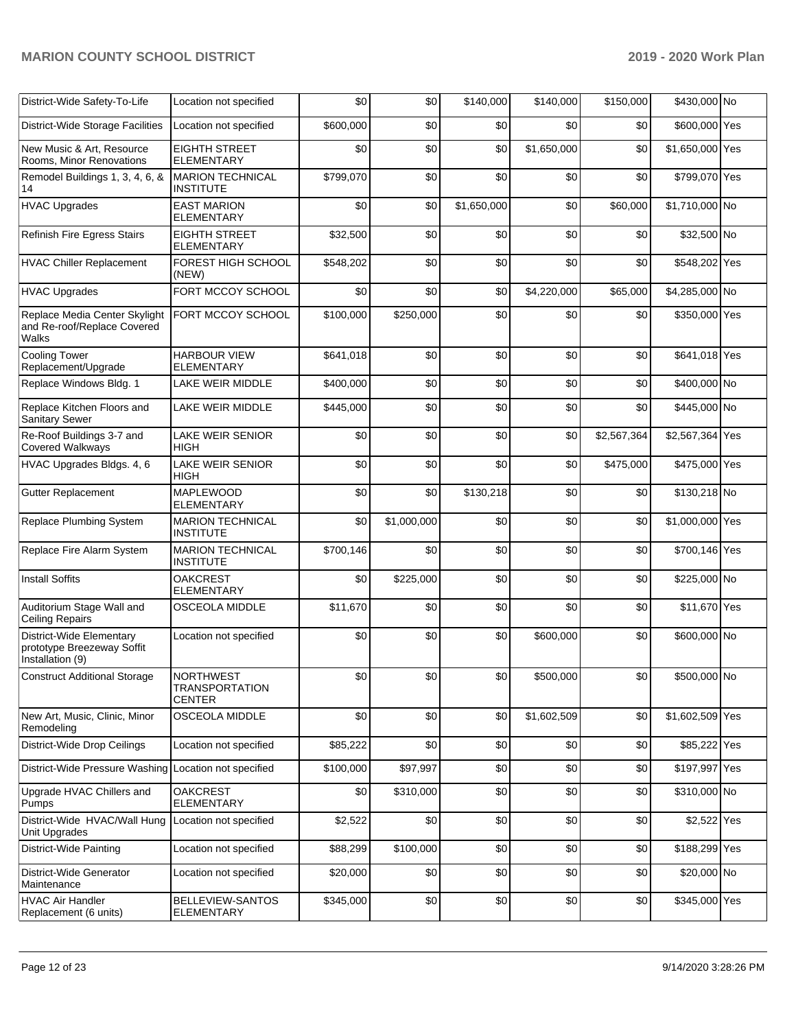| District-Wide Safety-To-Life | Location not specified | $0 | $0 | $140,000 | $140,000 | $150,000 | $430,000 | No |
|---|---|---|---|---|---|---|---|---|
| District-Wide Storage Facilities | Location not specified | $600,000 | $0 | $0 | $0 | $0 | $600,000 | Yes |
| New Music & Art, Resource Rooms, Minor Renovations | EIGHTH STREET ELEMENTARY | $0 | $0 | $0 | $1,650,000 | $0 | $1,650,000 | Yes |
| Remodel Buildings 1, 3, 4, 6, & 14 | MARION TECHNICAL INSTITUTE | $799,070 | $0 | $0 | $0 | $0 | $799,070 | Yes |
| HVAC Upgrades | EAST MARION ELEMENTARY | $0 | $0 | $1,650,000 | $0 | $60,000 | $1,710,000 | No |
| Refinish Fire Egress Stairs | EIGHTH STREET ELEMENTARY | $32,500 | $0 | $0 | $0 | $0 | $32,500 | No |
| HVAC Chiller Replacement | FOREST HIGH SCHOOL (NEW) | $548,202 | $0 | $0 | $0 | $0 | $548,202 | Yes |
| HVAC Upgrades | FORT MCCOY SCHOOL | $0 | $0 | $0 | $4,220,000 | $65,000 | $4,285,000 | No |
| Replace Media Center Skylight and Re-roof/Replace Covered Walks | FORT MCCOY SCHOOL | $100,000 | $250,000 | $0 | $0 | $0 | $350,000 | Yes |
| Cooling Tower Replacement/Upgrade | HARBOUR VIEW ELEMENTARY | $641,018 | $0 | $0 | $0 | $0 | $641,018 | Yes |
| Replace Windows Bldg. 1 | LAKE WEIR MIDDLE | $400,000 | $0 | $0 | $0 | $0 | $400,000 | No |
| Replace Kitchen Floors and Sanitary Sewer | LAKE WEIR MIDDLE | $445,000 | $0 | $0 | $0 | $0 | $445,000 | No |
| Re-Roof Buildings 3-7 and Covered Walkways | LAKE WEIR SENIOR HIGH | $0 | $0 | $0 | $0 | $2,567,364 | $2,567,364 | Yes |
| HVAC Upgrades Bldgs. 4, 6 | LAKE WEIR SENIOR HIGH | $0 | $0 | $0 | $0 | $475,000 | $475,000 | Yes |
| Gutter Replacement | MAPLEWOOD ELEMENTARY | $0 | $0 | $130,218 | $0 | $0 | $130,218 | No |
| Replace Plumbing System | MARION TECHNICAL INSTITUTE | $0 | $1,000,000 | $0 | $0 | $0 | $1,000,000 | Yes |
| Replace Fire Alarm System | MARION TECHNICAL INSTITUTE | $700,146 | $0 | $0 | $0 | $0 | $700,146 | Yes |
| Install Soffits | OAKCREST ELEMENTARY | $0 | $225,000 | $0 | $0 | $0 | $225,000 | No |
| Auditorium Stage Wall and Ceiling Repairs | OSCEOLA MIDDLE | $11,670 | $0 | $0 | $0 | $0 | $11,670 | Yes |
| District-Wide Elementary prototype Breezeway Soffit Installation (9) | Location not specified | $0 | $0 | $0 | $600,000 | $0 | $600,000 | No |
| Construct Additional Storage | NORTHWEST TRANSPORTATION CENTER | $0 | $0 | $0 | $500,000 | $0 | $500,000 | No |
| New Art, Music, Clinic, Minor Remodeling | OSCEOLA MIDDLE | $0 | $0 | $0 | $1,602,509 | $0 | $1,602,509 | Yes |
| District-Wide Drop Ceilings | Location not specified | $85,222 | $0 | $0 | $0 | $0 | $85,222 | Yes |
| District-Wide Pressure Washing | Location not specified | $100,000 | $97,997 | $0 | $0 | $0 | $197,997 | Yes |
| Upgrade HVAC Chillers and Pumps | OAKCREST ELEMENTARY | $0 | $310,000 | $0 | $0 | $0 | $310,000 | No |
| District-Wide HVAC/Wall Hung Unit Upgrades | Location not specified | $2,522 | $0 | $0 | $0 | $0 | $2,522 | Yes |
| District-Wide Painting | Location not specified | $88,299 | $100,000 | $0 | $0 | $0 | $188,299 | Yes |
| District-Wide Generator Maintenance | Location not specified | $20,000 | $0 | $0 | $0 | $0 | $20,000 | No |
| HVAC Air Handler Replacement (6 units) | BELLEVIEW-SANTOS ELEMENTARY | $345,000 | $0 | $0 | $0 | $0 | $345,000 | Yes |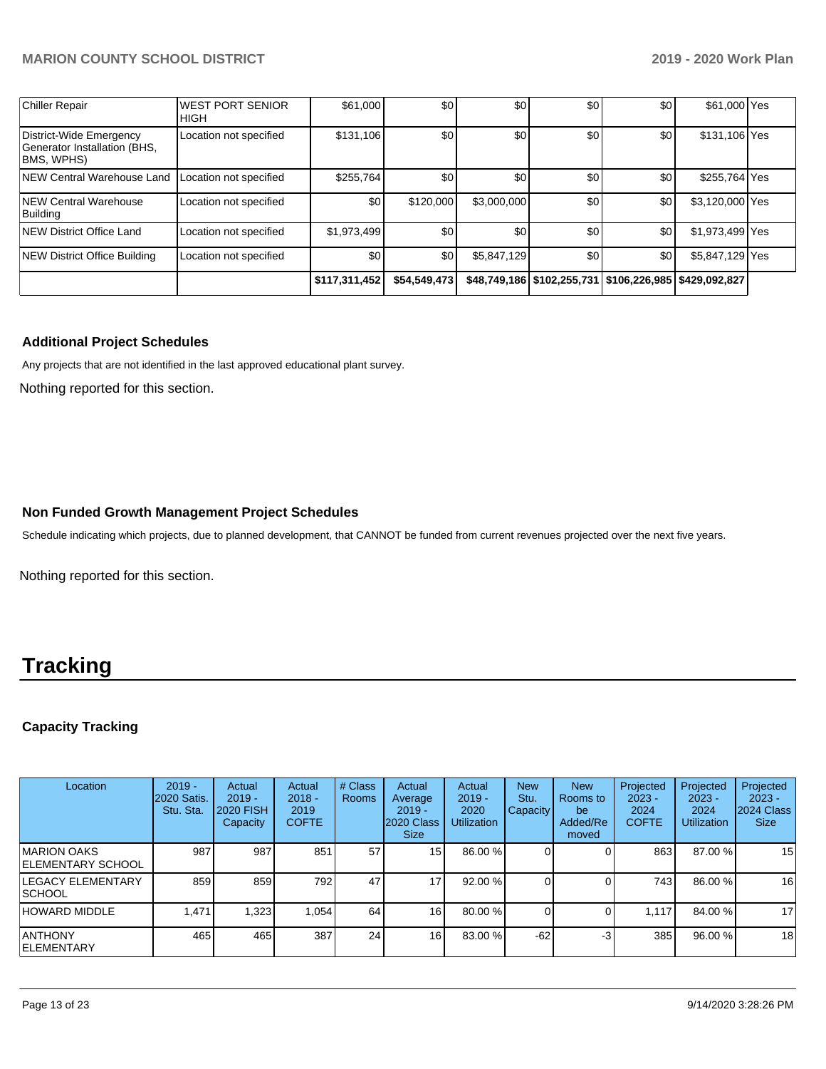| Chiller Repair | WEST PORT SENIOR HIGH | $61,000 | $0 | $0 | $0 | $0 | $61,000 | Yes |
|---|---|---|---|---|---|---|---|---|
| District-Wide Emergency Generator Installation (BHS, BMS, WPHS) | Location not specified | $131,106 | $0 | $0 | $0 | $0 | $131,106 | Yes |
| NEW Central Warehouse Land | Location not specified | $255,764 | $0 | $0 | $0 | $0 | $255,764 | Yes |
| NEW Central Warehouse Building | Location not specified | $0 | $120,000 | $3,000,000 | $0 | $0 | $3,120,000 | Yes |
| NEW District Office Land | Location not specified | $1,973,499 | $0 | $0 | $0 | $0 | $1,973,499 | Yes |
| NEW District Office Building | Location not specified | $0 | $0 | $5,847,129 | $0 | $0 | $5,847,129 | Yes |
| | | **$117,311,452** | **$54,549,473** | **$48,749,186** | **$102,255,731** | **$106,226,985** | **$429,092,827** | |

### Additional Project Schedules

Any projects that are not identified in the last approved educational plant survey.

Nothing reported for this section.

### Non Funded Growth Management Project Schedules

Schedule indicating which projects, due to planned development, that CANNOT be funded from current revenues projected over the next five years.

Nothing reported for this section.

# Tracking

### Capacity Tracking

| Location | 2019 - 2020 Satis. Stu. Sta. | Actual 2019 - 2020 FISH Capacity | Actual 2018 - 2019 COFTE | # Class Rooms | Actual Average 2019 - 2020 Class Size | Actual 2019 - 2020 Utilization | New Stu. Capacity | New Rooms to be Added/Removed | Projected 2023 - 2024 COFTE | Projected 2023 - 2024 Utilization | Projected 2023 - 2024 Class Size |
|---|---|---|---|---|---|---|---|---|---|---|---|
| MARION OAKS ELEMENTARY SCHOOL | 987 | 987 | 851 | 57 | 15 | 86.00 % | 0 | 0 | 863 | 87.00 % | 15 |
| LEGACY ELEMENTARY SCHOOL | 859 | 859 | 792 | 47 | 17 | 92.00 % | 0 | 0 | 743 | 86.00 % | 16 |
| HOWARD MIDDLE | 1,471 | 1,323 | 1,054 | 64 | 16 | 80.00 % | 0 | 0 | 1,117 | 84.00 % | 17 |
| ANTHONY ELEMENTARY | 465 | 465 | 387 | 24 | 16 | 83.00 % | -62 | -3 | 385 | 96.00 % | 18 |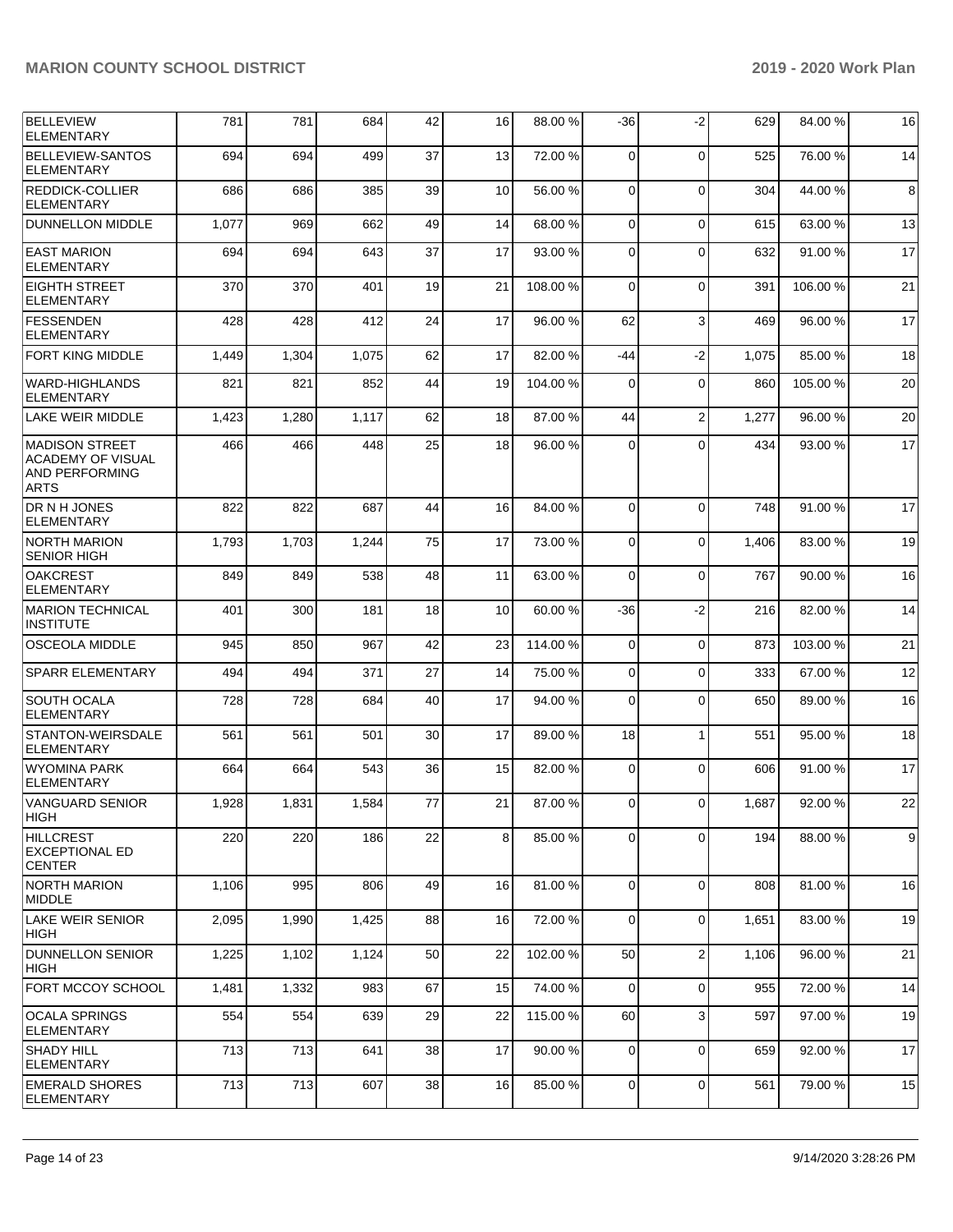| | | | | | | | | | | | |
|---|---|---|---|---|---|---|---|---|---|---|---|
| BELLEVIEW ELEMENTARY | 781 | 781 | 684 | 42 | 16 | 88.00 % | -36 | -2 | 629 | 84.00 % | 16 |
| BELLEVIEW-SANTOS ELEMENTARY | 694 | 694 | 499 | 37 | 13 | 72.00 % | 0 | 0 | 525 | 76.00 % | 14 |
| REDDICK-COLLIER ELEMENTARY | 686 | 686 | 385 | 39 | 10 | 56.00 % | 0 | 0 | 304 | 44.00 % | 8 |
| DUNNELLON MIDDLE | 1,077 | 969 | 662 | 49 | 14 | 68.00 % | 0 | 0 | 615 | 63.00 % | 13 |
| EAST MARION ELEMENTARY | 694 | 694 | 643 | 37 | 17 | 93.00 % | 0 | 0 | 632 | 91.00 % | 17 |
| EIGHTH STREET ELEMENTARY | 370 | 370 | 401 | 19 | 21 | 108.00 % | 0 | 0 | 391 | 106.00 % | 21 |
| FESSENDEN ELEMENTARY | 428 | 428 | 412 | 24 | 17 | 96.00 % | 62 | 3 | 469 | 96.00 % | 17 |
| FORT KING MIDDLE | 1,449 | 1,304 | 1,075 | 62 | 17 | 82.00 % | -44 | -2 | 1,075 | 85.00 % | 18 |
| WARD-HIGHLANDS ELEMENTARY | 821 | 821 | 852 | 44 | 19 | 104.00 % | 0 | 0 | 860 | 105.00 % | 20 |
| LAKE WEIR MIDDLE | 1,423 | 1,280 | 1,117 | 62 | 18 | 87.00 % | 44 | 2 | 1,277 | 96.00 % | 20 |
| MADISON STREET ACADEMY OF VISUAL AND PERFORMING ARTS | 466 | 466 | 448 | 25 | 18 | 96.00 % | 0 | 0 | 434 | 93.00 % | 17 |
| DR N H JONES ELEMENTARY | 822 | 822 | 687 | 44 | 16 | 84.00 % | 0 | 0 | 748 | 91.00 % | 17 |
| NORTH MARION SENIOR HIGH | 1,793 | 1,703 | 1,244 | 75 | 17 | 73.00 % | 0 | 0 | 1,406 | 83.00 % | 19 |
| OAKCREST ELEMENTARY | 849 | 849 | 538 | 48 | 11 | 63.00 % | 0 | 0 | 767 | 90.00 % | 16 |
| MARION TECHNICAL INSTITUTE | 401 | 300 | 181 | 18 | 10 | 60.00 % | -36 | -2 | 216 | 82.00 % | 14 |
| OSCEOLA MIDDLE | 945 | 850 | 967 | 42 | 23 | 114.00 % | 0 | 0 | 873 | 103.00 % | 21 |
| SPARR ELEMENTARY | 494 | 494 | 371 | 27 | 14 | 75.00 % | 0 | 0 | 333 | 67.00 % | 12 |
| SOUTH OCALA ELEMENTARY | 728 | 728 | 684 | 40 | 17 | 94.00 % | 0 | 0 | 650 | 89.00 % | 16 |
| STANTON-WEIRSDALE ELEMENTARY | 561 | 561 | 501 | 30 | 17 | 89.00 % | 18 | 1 | 551 | 95.00 % | 18 |
| WYOMINA PARK ELEMENTARY | 664 | 664 | 543 | 36 | 15 | 82.00 % | 0 | 0 | 606 | 91.00 % | 17 |
| VANGUARD SENIOR HIGH | 1,928 | 1,831 | 1,584 | 77 | 21 | 87.00 % | 0 | 0 | 1,687 | 92.00 % | 22 |
| HILLCREST EXCEPTIONAL ED CENTER | 220 | 220 | 186 | 22 | 8 | 85.00 % | 0 | 0 | 194 | 88.00 % | 9 |
| NORTH MARION MIDDLE | 1,106 | 995 | 806 | 49 | 16 | 81.00 % | 0 | 0 | 808 | 81.00 % | 16 |
| LAKE WEIR SENIOR HIGH | 2,095 | 1,990 | 1,425 | 88 | 16 | 72.00 % | 0 | 0 | 1,651 | 83.00 % | 19 |
| DUNNELLON SENIOR HIGH | 1,225 | 1,102 | 1,124 | 50 | 22 | 102.00 % | 50 | 2 | 1,106 | 96.00 % | 21 |
| FORT MCCOY SCHOOL | 1,481 | 1,332 | 983 | 67 | 15 | 74.00 % | 0 | 0 | 955 | 72.00 % | 14 |
| OCALA SPRINGS ELEMENTARY | 554 | 554 | 639 | 29 | 22 | 115.00 % | 60 | 3 | 597 | 97.00 % | 19 |
| SHADY HILL ELEMENTARY | 713 | 713 | 641 | 38 | 17 | 90.00 % | 0 | 0 | 659 | 92.00 % | 17 |
| EMERALD SHORES ELEMENTARY | 713 | 713 | 607 | 38 | 16 | 85.00 % | 0 | 0 | 561 | 79.00 % | 15 |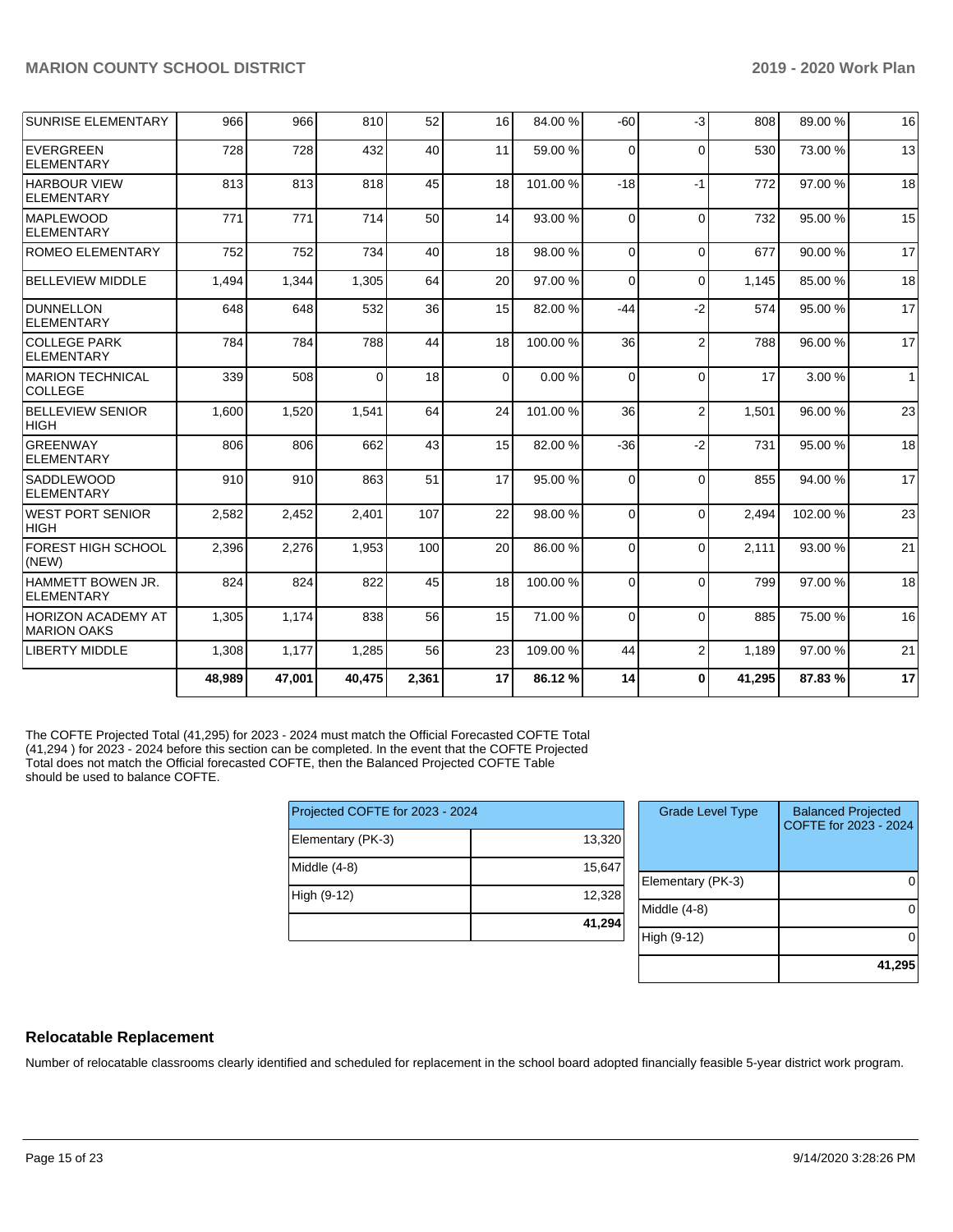| | | | | | | | | | | | |
|---|---|---|---|---|---|---|---|---|---|---|---|
| SUNRISE ELEMENTARY | 966 | 966 | 810 | 52 | 16 | 84.00 % | -60 | -3 | 808 | 89.00 % | 16 |
| EVERGREEN ELEMENTARY | 728 | 728 | 432 | 40 | 11 | 59.00 % | 0 | 0 | 530 | 73.00 % | 13 |
| HARBOUR VIEW ELEMENTARY | 813 | 813 | 818 | 45 | 18 | 101.00 % | -18 | -1 | 772 | 97.00 % | 18 |
| MAPLEWOOD ELEMENTARY | 771 | 771 | 714 | 50 | 14 | 93.00 % | 0 | 0 | 732 | 95.00 % | 15 |
| ROMEO ELEMENTARY | 752 | 752 | 734 | 40 | 18 | 98.00 % | 0 | 0 | 677 | 90.00 % | 17 |
| BELLEVIEW MIDDLE | 1,494 | 1,344 | 1,305 | 64 | 20 | 97.00 % | 0 | 0 | 1,145 | 85.00 % | 18 |
| DUNNELLON ELEMENTARY | 648 | 648 | 532 | 36 | 15 | 82.00 % | -44 | -2 | 574 | 95.00 % | 17 |
| COLLEGE PARK ELEMENTARY | 784 | 784 | 788 | 44 | 18 | 100.00 % | 36 | 2 | 788 | 96.00 % | 17 |
| MARION TECHNICAL COLLEGE | 339 | 508 | 0 | 18 | 0 | 0.00 % | 0 | 0 | 17 | 3.00 % | 1 |
| BELLEVIEW SENIOR HIGH | 1,600 | 1,520 | 1,541 | 64 | 24 | 101.00 % | 36 | 2 | 1,501 | 96.00 % | 23 |
| GREENWAY ELEMENTARY | 806 | 806 | 662 | 43 | 15 | 82.00 % | -36 | -2 | 731 | 95.00 % | 18 |
| SADDLEWOOD ELEMENTARY | 910 | 910 | 863 | 51 | 17 | 95.00 % | 0 | 0 | 855 | 94.00 % | 17 |
| WEST PORT SENIOR HIGH | 2,582 | 2,452 | 2,401 | 107 | 22 | 98.00 % | 0 | 0 | 2,494 | 102.00 % | 23 |
| FOREST HIGH SCHOOL (NEW) | 2,396 | 2,276 | 1,953 | 100 | 20 | 86.00 % | 0 | 0 | 2,111 | 93.00 % | 21 |
| HAMMETT BOWEN JR. ELEMENTARY | 824 | 824 | 822 | 45 | 18 | 100.00 % | 0 | 0 | 799 | 97.00 % | 18 |
| HORIZON ACADEMY AT MARION OAKS | 1,305 | 1,174 | 838 | 56 | 15 | 71.00 % | 0 | 0 | 885 | 75.00 % | 16 |
| LIBERTY MIDDLE | 1,308 | 1,177 | 1,285 | 56 | 23 | 109.00 % | 44 | 2 | 1,189 | 97.00 % | 21 |
| | **48,989** | **47,001** | **40,475** | **2,361** | **17** | **86.12 %** | **14** | **0** | **41,295** | **87.83 %** | **17** |

The COFTE Projected Total (41,295) for 2023 - 2024 must match the Official Forecasted COFTE Total (41,294 ) for 2023 - 2024 before this section can be completed. In the event that the COFTE Projected Total does not match the Official forecasted COFTE, then the Balanced Projected COFTE Table should be used to balance COFTE.

| Projected COFTE for 2023 - 2024 | |
|---|---|
| Elementary (PK-3) | 13,320 |
| Middle (4-8) | 15,647 |
| High (9-12) | 12,328 |
| | **41,294** |

| Grade Level Type | Balanced Projected COFTE for 2023 - 2024 |
|---|---|
| Elementary (PK-3) | 0 |
| Middle (4-8) | 0 |
| High (9-12) | 0 |
| | **41,295** |

## Relocatable Replacement

Number of relocatable classrooms clearly identified and scheduled for replacement in the school board adopted financially feasible 5-year district work program.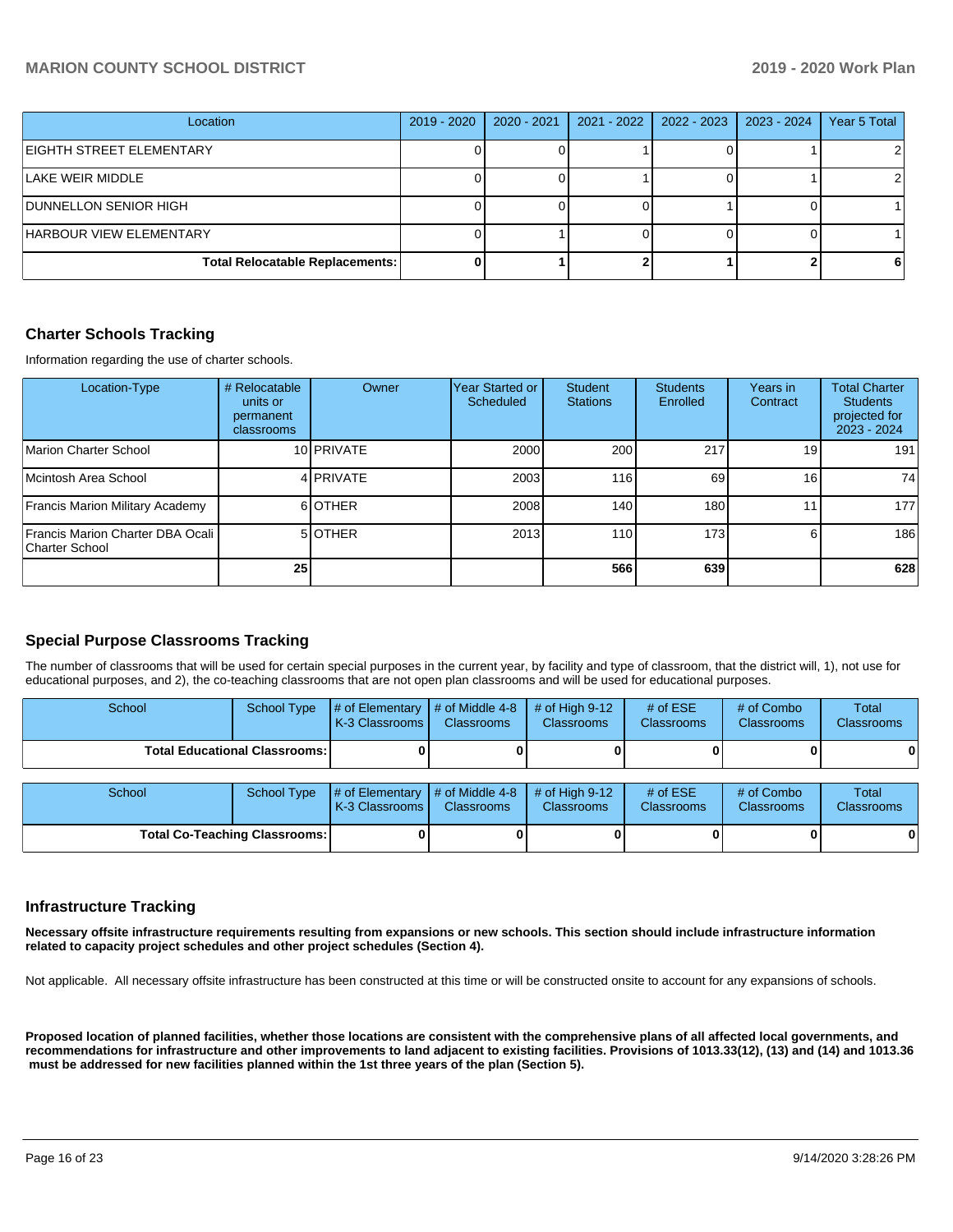| Location | 2019 - 2020 | 2020 - 2021 | 2021 - 2022 | 2022 - 2023 | 2023 - 2024 | Year 5 Total |
|---|---|---|---|---|---|---|
| EIGHTH STREET ELEMENTARY | 0 | 0 | 1 | 0 | 1 | 2 |
| LAKE WEIR MIDDLE | 0 | 0 | 1 | 0 | 1 | 2 |
| DUNNELLON SENIOR HIGH | 0 | 0 | 0 | 1 | 0 | 1 |
| HARBOUR VIEW ELEMENTARY | 0 | 1 | 0 | 0 | 0 | 1 |
| **Total Relocatable Replacements:** | **0** | **1** | **2** | **1** | **2** | **6** |

## Charter Schools Tracking

Information regarding the use of charter schools.

| Location-Type | # Relocatable units or permanent classrooms | Owner | Year Started or Scheduled | Student Stations | Students Enrolled | Years in Contract | Total Charter Students projected for 2023 - 2024 |
|---|---|---|---|---|---|---|---|
| Marion Charter School | 10 | PRIVATE | 2000 | 200 | 217 | 19 | 191 |
| Mcintosh Area School | 4 | PRIVATE | 2003 | 116 | 69 | 16 | 74 |
| Francis Marion Military Academy | 6 | OTHER | 2008 | 140 | 180 | 11 | 177 |
| Francis Marion Charter DBA Ocali Charter School | 5 | OTHER | 2013 | 110 | 173 | 6 | 186 |
| | **25** | | | **566** | **639** | | **628** |

## Special Purpose Classrooms Tracking

The number of classrooms that will be used for certain special purposes in the current year, by facility and type of classroom, that the district will, 1), not use for educational purposes, and 2), the co-teaching classrooms that are not open plan classrooms and will be used for educational purposes.

| School | School Type | # of Elementary K-3 Classrooms | # of Middle 4-8 Classrooms | # of High 9-12 Classrooms | # of ESE Classrooms | # of Combo Classrooms | Total Classrooms |
|---|---|---|---|---|---|---|---|
| **Total Educational Classrooms:** | | **0** | **0** | **0** | **0** | **0** | **0** |

| School | School Type | # of Elementary K-3 Classrooms | # of Middle 4-8 Classrooms | # of High 9-12 Classrooms | # of ESE Classrooms | # of Combo Classrooms | Total Classrooms |
|---|---|---|---|---|---|---|---|
| **Total Co-Teaching Classrooms:** | | **0** | **0** | **0** | **0** | **0** | **0** |

## Infrastructure Tracking

**Necessary offsite infrastructure requirements resulting from expansions or new schools. This section should include infrastructure information related to capacity project schedules and other project schedules (Section 4).**

Not applicable. All necessary offsite infrastructure has been constructed at this time or will be constructed onsite to account for any expansions of schools.

**Proposed location of planned facilities, whether those locations are consistent with the comprehensive plans of all affected local governments, and recommendations for infrastructure and other improvements to land adjacent to existing facilities. Provisions of 1013.33(12), (13) and (14) and 1013.36 must be addressed for new facilities planned within the 1st three years of the plan (Section 5).**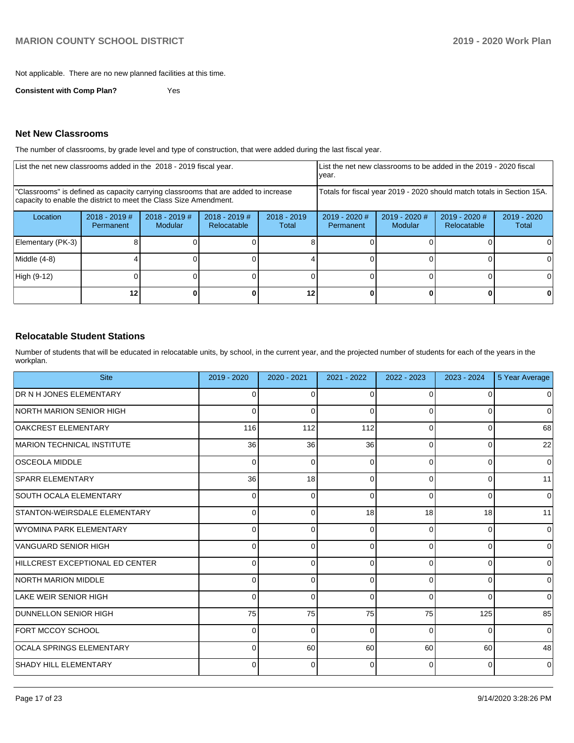Not applicable. There are no new planned facilities at this time.

**Consistent with Comp Plan?** Yes

## Net New Classrooms

The number of classrooms, by grade level and type of construction, that were added during the last fiscal year.

| List the net new classrooms added in the 2018 - 2019 fiscal year. | | | | | List the net new classrooms to be added in the 2019 - 2020 fiscal year. | | | |
|---|---|---|---|---|---|---|---|---|
| "Classrooms" is defined as capacity carrying classrooms that are added to increase capacity to enable the district to meet the Class Size Amendment. | | | | | Totals for fiscal year 2019 - 2020 should match totals in Section 15A. | | | |
| Location | 2018 - 2019 # Permanent | 2018 - 2019 # Modular | 2018 - 2019 # Relocatable | 2018 - 2019 Total | 2019 - 2020 # Permanent | 2019 - 2020 # Modular | 2019 - 2020 # Relocatable | 2019 - 2020 Total |
| Elementary (PK-3) | 8 | 0 | 0 | 8 | 0 | 0 | 0 | 0 |
| Middle (4-8) | 4 | 0 | 0 | 4 | 0 | 0 | 0 | 0 |
| High (9-12) | 0 | 0 | 0 | 0 | 0 | 0 | 0 | 0 |
| | **12** | **0** | **0** | **12** | **0** | **0** | **0** | **0** |

## Relocatable Student Stations

Number of students that will be educated in relocatable units, by school, in the current year, and the projected number of students for each of the years in the workplan.

| Site | 2019 - 2020 | 2020 - 2021 | 2021 - 2022 | 2022 - 2023 | 2023 - 2024 | 5 Year Average |
|---|---|---|---|---|---|---|
| DR N H JONES ELEMENTARY | 0 | 0 | 0 | 0 | 0 | 0 |
| NORTH MARION SENIOR HIGH | 0 | 0 | 0 | 0 | 0 | 0 |
| OAKCREST ELEMENTARY | 116 | 112 | 112 | 0 | 0 | 68 |
| MARION TECHNICAL INSTITUTE | 36 | 36 | 36 | 0 | 0 | 22 |
| OSCEOLA MIDDLE | 0 | 0 | 0 | 0 | 0 | 0 |
| SPARR ELEMENTARY | 36 | 18 | 0 | 0 | 0 | 11 |
| SOUTH OCALA ELEMENTARY | 0 | 0 | 0 | 0 | 0 | 0 |
| STANTON-WEIRSDALE ELEMENTARY | 0 | 0 | 18 | 18 | 18 | 11 |
| WYOMINA PARK ELEMENTARY | 0 | 0 | 0 | 0 | 0 | 0 |
| VANGUARD SENIOR HIGH | 0 | 0 | 0 | 0 | 0 | 0 |
| HILLCREST EXCEPTIONAL ED CENTER | 0 | 0 | 0 | 0 | 0 | 0 |
| NORTH MARION MIDDLE | 0 | 0 | 0 | 0 | 0 | 0 |
| LAKE WEIR SENIOR HIGH | 0 | 0 | 0 | 0 | 0 | 0 |
| DUNNELLON SENIOR HIGH | 75 | 75 | 75 | 75 | 125 | 85 |
| FORT MCCOY SCHOOL | 0 | 0 | 0 | 0 | 0 | 0 |
| OCALA SPRINGS ELEMENTARY | 0 | 60 | 60 | 60 | 60 | 48 |
| SHADY HILL ELEMENTARY | 0 | 0 | 0 | 0 | 0 | 0 |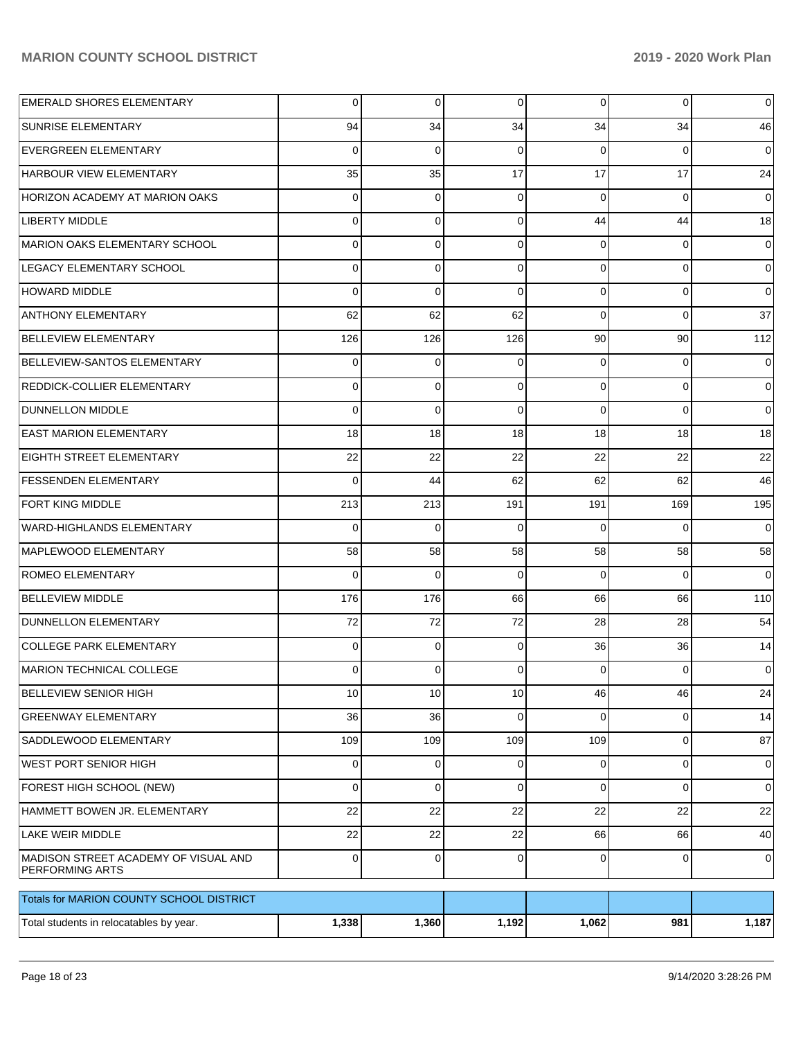| | | | | | | |
|---|---|---|---|---|---|---|
| EMERALD SHORES ELEMENTARY | 0 | 0 | 0 | 0 | 0 | 0 |
| SUNRISE ELEMENTARY | 94 | 34 | 34 | 34 | 34 | 46 |
| EVERGREEN ELEMENTARY | 0 | 0 | 0 | 0 | 0 | 0 |
| HARBOUR VIEW ELEMENTARY | 35 | 35 | 17 | 17 | 17 | 24 |
| HORIZON ACADEMY AT MARION OAKS | 0 | 0 | 0 | 0 | 0 | 0 |
| LIBERTY MIDDLE | 0 | 0 | 0 | 44 | 44 | 18 |
| MARION OAKS ELEMENTARY SCHOOL | 0 | 0 | 0 | 0 | 0 | 0 |
| LEGACY ELEMENTARY SCHOOL | 0 | 0 | 0 | 0 | 0 | 0 |
| HOWARD MIDDLE | 0 | 0 | 0 | 0 | 0 | 0 |
| ANTHONY ELEMENTARY | 62 | 62 | 62 | 0 | 0 | 37 |
| BELLEVIEW ELEMENTARY | 126 | 126 | 126 | 90 | 90 | 112 |
| BELLEVIEW-SANTOS ELEMENTARY | 0 | 0 | 0 | 0 | 0 | 0 |
| REDDICK-COLLIER ELEMENTARY | 0 | 0 | 0 | 0 | 0 | 0 |
| DUNNELLON MIDDLE | 0 | 0 | 0 | 0 | 0 | 0 |
| EAST MARION ELEMENTARY | 18 | 18 | 18 | 18 | 18 | 18 |
| EIGHTH STREET ELEMENTARY | 22 | 22 | 22 | 22 | 22 | 22 |
| FESSENDEN ELEMENTARY | 0 | 44 | 62 | 62 | 62 | 46 |
| FORT KING MIDDLE | 213 | 213 | 191 | 191 | 169 | 195 |
| WARD-HIGHLANDS ELEMENTARY | 0 | 0 | 0 | 0 | 0 | 0 |
| MAPLEWOOD ELEMENTARY | 58 | 58 | 58 | 58 | 58 | 58 |
| ROMEO ELEMENTARY | 0 | 0 | 0 | 0 | 0 | 0 |
| BELLEVIEW MIDDLE | 176 | 176 | 66 | 66 | 66 | 110 |
| DUNNELLON ELEMENTARY | 72 | 72 | 72 | 28 | 28 | 54 |
| COLLEGE PARK ELEMENTARY | 0 | 0 | 0 | 36 | 36 | 14 |
| MARION TECHNICAL COLLEGE | 0 | 0 | 0 | 0 | 0 | 0 |
| BELLEVIEW SENIOR HIGH | 10 | 10 | 10 | 46 | 46 | 24 |
| GREENWAY ELEMENTARY | 36 | 36 | 0 | 0 | 0 | 14 |
| SADDLEWOOD ELEMENTARY | 109 | 109 | 109 | 109 | 0 | 87 |
| WEST PORT SENIOR HIGH | 0 | 0 | 0 | 0 | 0 | 0 |
| FOREST HIGH SCHOOL (NEW) | 0 | 0 | 0 | 0 | 0 | 0 |
| HAMMETT BOWEN JR. ELEMENTARY | 22 | 22 | 22 | 22 | 22 | 22 |
| LAKE WEIR MIDDLE | 22 | 22 | 22 | 66 | 66 | 40 |
| MADISON STREET ACADEMY OF VISUAL AND PERFORMING ARTS | 0 | 0 | 0 | 0 | 0 | 0 |

| Totals for MARION COUNTY SCHOOL DISTRICT | | | | | | |
|---|---|---|---|---|---|---|
| Total students in relocatables by year. | **1,338** | **1,360** | **1,192** | **1,062** | **981** | **1,187** |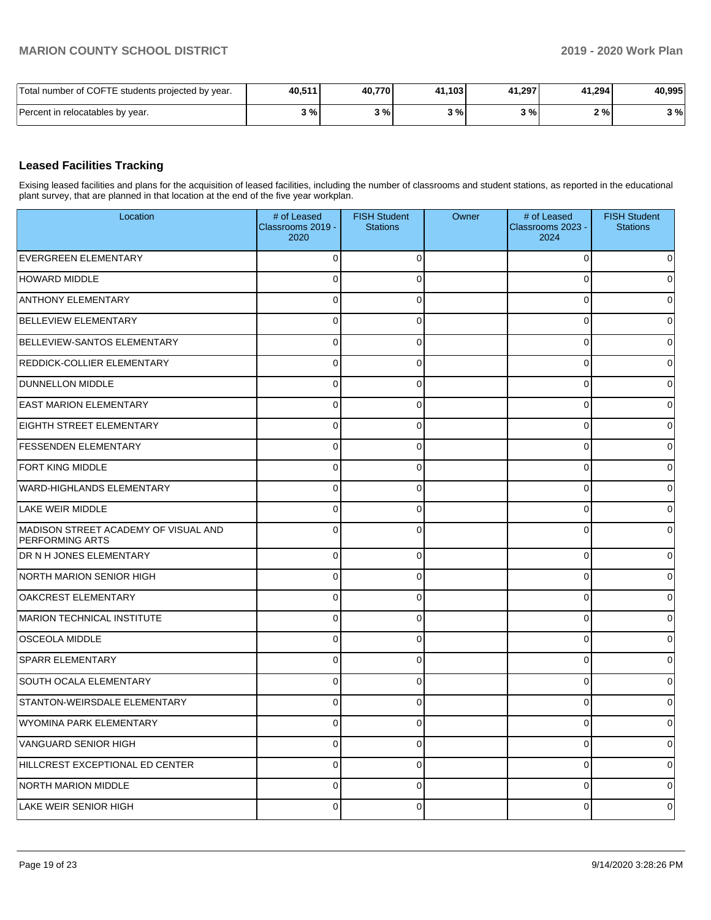| Total number of COFTE students projected by year. | 40,511 | 40,770 | 41,103 | 41,297 | 41,294 | 40,995 |
|---|---|---|---|---|---|---|
| Percent in relocatables by year. | 3 % | 3 % | 3 % | 3 % | 2 % | 3 % |

## Leased Facilities Tracking

Exising leased facilities and plans for the acquisition of leased facilities, including the number of classrooms and student stations, as reported in the educational plant survey, that are planned in that location at the end of the five year workplan.

| Location | # of Leased Classrooms 2019 - 2020 | FISH Student Stations | Owner | # of Leased Classrooms 2023 - 2024 | FISH Student Stations |
|---|---|---|---|---|---|
| EVERGREEN ELEMENTARY | 0 | 0 | | 0 | 0 |
| HOWARD MIDDLE | 0 | 0 | | 0 | 0 |
| ANTHONY ELEMENTARY | 0 | 0 | | 0 | 0 |
| BELLEVIEW ELEMENTARY | 0 | 0 | | 0 | 0 |
| BELLEVIEW-SANTOS ELEMENTARY | 0 | 0 | | 0 | 0 |
| REDDICK-COLLIER ELEMENTARY | 0 | 0 | | 0 | 0 |
| DUNNELLON MIDDLE | 0 | 0 | | 0 | 0 |
| EAST MARION ELEMENTARY | 0 | 0 | | 0 | 0 |
| EIGHTH STREET ELEMENTARY | 0 | 0 | | 0 | 0 |
| FESSENDEN ELEMENTARY | 0 | 0 | | 0 | 0 |
| FORT KING MIDDLE | 0 | 0 | | 0 | 0 |
| WARD-HIGHLANDS ELEMENTARY | 0 | 0 | | 0 | 0 |
| LAKE WEIR MIDDLE | 0 | 0 | | 0 | 0 |
| MADISON STREET ACADEMY OF VISUAL AND PERFORMING ARTS | 0 | 0 | | 0 | 0 |
| DR N H JONES ELEMENTARY | 0 | 0 | | 0 | 0 |
| NORTH MARION SENIOR HIGH | 0 | 0 | | 0 | 0 |
| OAKCREST ELEMENTARY | 0 | 0 | | 0 | 0 |
| MARION TECHNICAL INSTITUTE | 0 | 0 | | 0 | 0 |
| OSCEOLA MIDDLE | 0 | 0 | | 0 | 0 |
| SPARR ELEMENTARY | 0 | 0 | | 0 | 0 |
| SOUTH OCALA ELEMENTARY | 0 | 0 | | 0 | 0 |
| STANTON-WEIRSDALE ELEMENTARY | 0 | 0 | | 0 | 0 |
| WYOMINA PARK ELEMENTARY | 0 | 0 | | 0 | 0 |
| VANGUARD SENIOR HIGH | 0 | 0 | | 0 | 0 |
| HILLCREST EXCEPTIONAL ED CENTER | 0 | 0 | | 0 | 0 |
| NORTH MARION MIDDLE | 0 | 0 | | 0 | 0 |
| LAKE WEIR SENIOR HIGH | 0 | 0 | | 0 | 0 |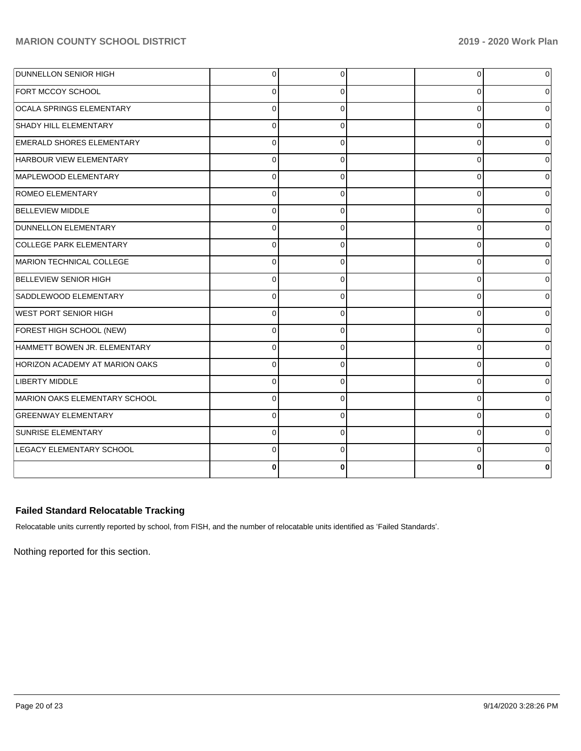| | | | | | |
|---|---|---|---|---|---|
| DUNNELLON SENIOR HIGH | 0 | 0 | | 0 | 0 |
| FORT MCCOY SCHOOL | 0 | 0 | | 0 | 0 |
| OCALA SPRINGS ELEMENTARY | 0 | 0 | | 0 | 0 |
| SHADY HILL ELEMENTARY | 0 | 0 | | 0 | 0 |
| EMERALD SHORES ELEMENTARY | 0 | 0 | | 0 | 0 |
| HARBOUR VIEW ELEMENTARY | 0 | 0 | | 0 | 0 |
| MAPLEWOOD ELEMENTARY | 0 | 0 | | 0 | 0 |
| ROMEO ELEMENTARY | 0 | 0 | | 0 | 0 |
| BELLEVIEW MIDDLE | 0 | 0 | | 0 | 0 |
| DUNNELLON ELEMENTARY | 0 | 0 | | 0 | 0 |
| COLLEGE PARK ELEMENTARY | 0 | 0 | | 0 | 0 |
| MARION TECHNICAL COLLEGE | 0 | 0 | | 0 | 0 |
| BELLEVIEW SENIOR HIGH | 0 | 0 | | 0 | 0 |
| SADDLEWOOD ELEMENTARY | 0 | 0 | | 0 | 0 |
| WEST PORT SENIOR HIGH | 0 | 0 | | 0 | 0 |
| FOREST HIGH SCHOOL (NEW) | 0 | 0 | | 0 | 0 |
| HAMMETT BOWEN JR. ELEMENTARY | 0 | 0 | | 0 | 0 |
| HORIZON ACADEMY AT MARION OAKS | 0 | 0 | | 0 | 0 |
| LIBERTY MIDDLE | 0 | 0 | | 0 | 0 |
| MARION OAKS ELEMENTARY SCHOOL | 0 | 0 | | 0 | 0 |
| GREENWAY ELEMENTARY | 0 | 0 | | 0 | 0 |
| SUNRISE ELEMENTARY | 0 | 0 | | 0 | 0 |
| LEGACY ELEMENTARY SCHOOL | 0 | 0 | | 0 | 0 |
| | **0** | **0** | | **0** | **0** |

### Failed Standard Relocatable Tracking

Relocatable units currently reported by school, from FISH, and the number of relocatable units identified as 'Failed Standards'.

Nothing reported for this section.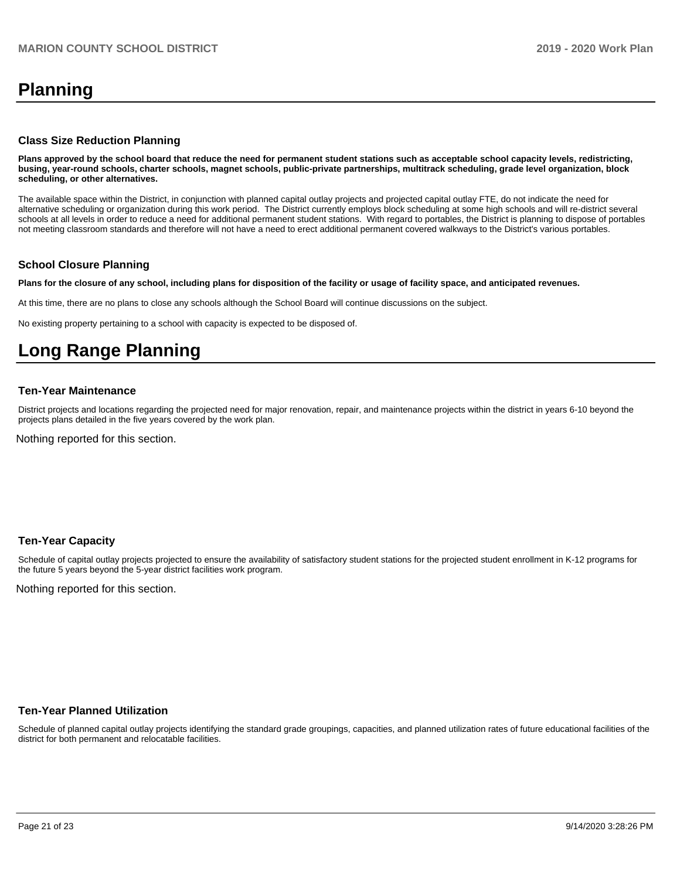# Planning

### Class Size Reduction Planning

**Plans approved by the school board that reduce the need for permanent student stations such as acceptable school capacity levels, redistricting, busing, year-round schools, charter schools, magnet schools, public-private partnerships, multitrack scheduling, grade level organization, block scheduling, or other alternatives.**

The available space within the District, in conjunction with planned capital outlay projects and projected capital outlay FTE, do not indicate the need for alternative scheduling or organization during this work period. The District currently employs block scheduling at some high schools and will re-district several schools at all levels in order to reduce a need for additional permanent student stations. With regard to portables, the District is planning to dispose of portables not meeting classroom standards and therefore will not have a need to erect additional permanent covered walkways to the District's various portables.

### School Closure Planning

**Plans for the closure of any school, including plans for disposition of the facility or usage of facility space, and anticipated revenues.**

At this time, there are no plans to close any schools although the School Board will continue discussions on the subject.

No existing property pertaining to a school with capacity is expected to be disposed of.

# Long Range Planning

### Ten-Year Maintenance

District projects and locations regarding the projected need for major renovation, repair, and maintenance projects within the district in years 6-10 beyond the projects plans detailed in the five years covered by the work plan.

Nothing reported for this section.

### Ten-Year Capacity

Schedule of capital outlay projects projected to ensure the availability of satisfactory student stations for the projected student enrollment in K-12 programs for the future 5 years beyond the 5-year district facilities work program.

Nothing reported for this section.

### Ten-Year Planned Utilization

Schedule of planned capital outlay projects identifying the standard grade groupings, capacities, and planned utilization rates of future educational facilities of the district for both permanent and relocatable facilities.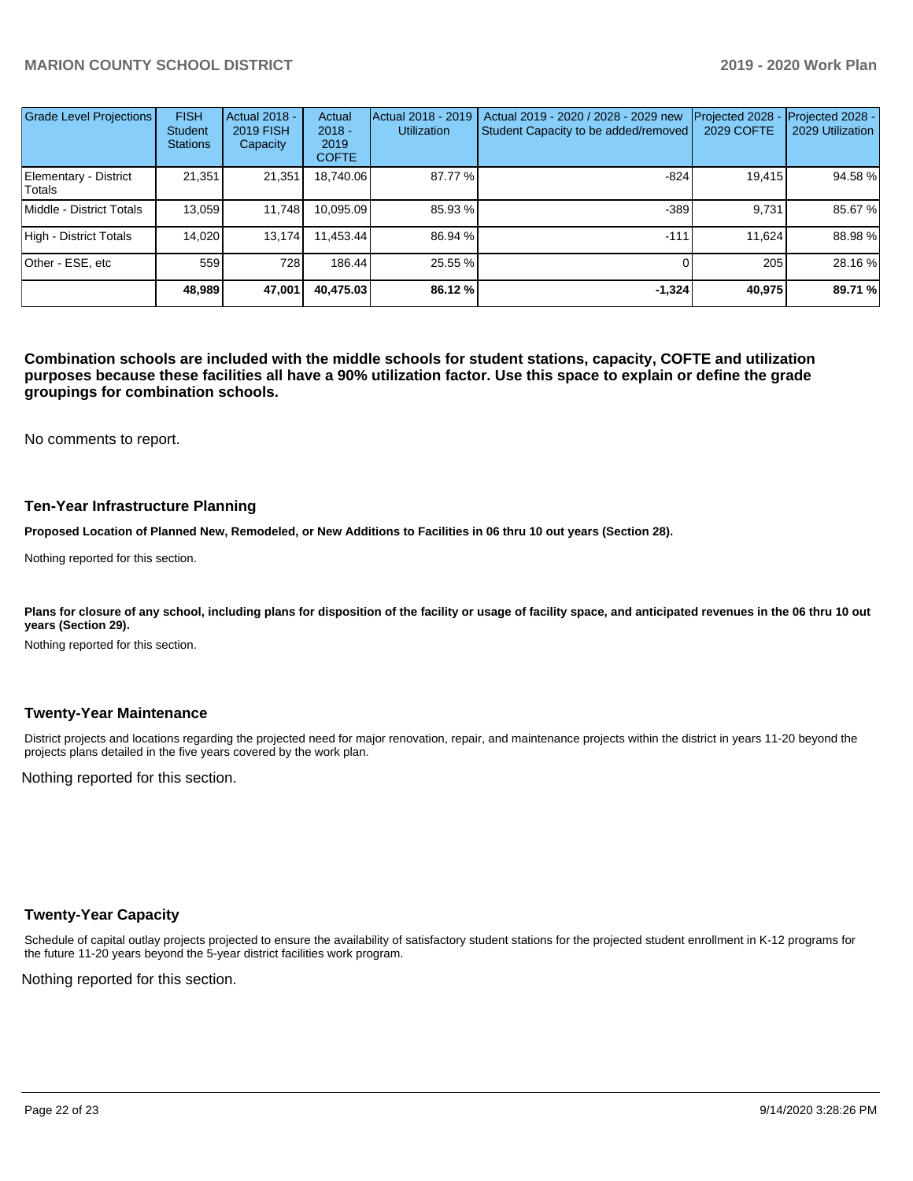| Grade Level Projections | FISH Student Stations | Actual 2018 - 2019 FISH Capacity | Actual 2018 - 2019 COFTE | Actual 2018 - 2019 Utilization | Actual 2019 - 2020 / 2028 - 2029 new Student Capacity to be added/removed | Projected 2028 - 2029 COFTE | Projected 2028 - 2029 Utilization |
|---|---|---|---|---|---|---|---|
| Elementary - District Totals | 21,351 | 21,351 | 18,740.06 | 87.77 % | -824 | 19,415 | 94.58 % |
| Middle - District Totals | 13,059 | 11,748 | 10,095.09 | 85.93 % | -389 | 9,731 | 85.67 % |
| High - District Totals | 14,020 | 13,174 | 11,453.44 | 86.94 % | -111 | 11,624 | 88.98 % |
| Other - ESE, etc | 559 | 728 | 186.44 | 25.55 % | 0 | 205 | 28.16 % |
| | **48,989** | **47,001** | **40,475.03** | **86.12 %** | **-1,324** | **40,975** | **89.71 %** |

**Combination schools are included with the middle schools for student stations, capacity, COFTE and utilization purposes because these facilities all have a 90% utilization factor. Use this space to explain or define the grade groupings for combination schools.**

No comments to report.

### Ten-Year Infrastructure Planning

**Proposed Location of Planned New, Remodeled, or New Additions to Facilities in 06 thru 10 out years (Section 28).**

Nothing reported for this section.

**Plans for closure of any school, including plans for disposition of the facility or usage of facility space, and anticipated revenues in the 06 thru 10 out years (Section 29).**

Nothing reported for this section.

### Twenty-Year Maintenance

District projects and locations regarding the projected need for major renovation, repair, and maintenance projects within the district in years 11-20 beyond the projects plans detailed in the five years covered by the work plan.

Nothing reported for this section.

### Twenty-Year Capacity

Schedule of capital outlay projects projected to ensure the availability of satisfactory student stations for the projected student enrollment in K-12 programs for the future 11-20 years beyond the 5-year district facilities work program.

Nothing reported for this section.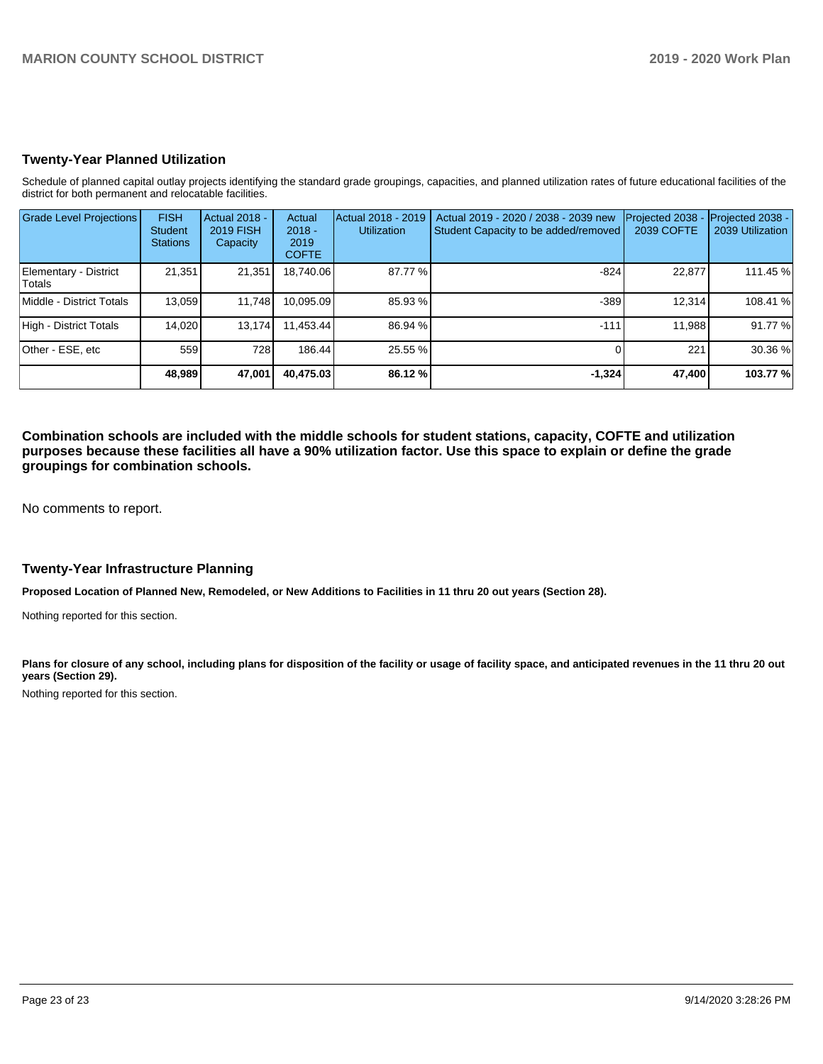## Twenty-Year Planned Utilization

Schedule of planned capital outlay projects identifying the standard grade groupings, capacities, and planned utilization rates of future educational facilities of the district for both permanent and relocatable facilities.

| Grade Level Projections | FISH Student Stations | Actual 2018 - 2019 FISH Capacity | Actual 2018 - 2019 COFTE | Actual 2018 - 2019 Utilization | Actual 2019 - 2020 / 2038 - 2039 new Student Capacity to be added/removed | Projected 2038 - 2039 COFTE | Projected 2038 - 2039 Utilization |
|---|---|---|---|---|---|---|---|
| Elementary - District Totals | 21,351 | 21,351 | 18,740.06 | 87.77 % | -824 | 22,877 | 111.45 % |
| Middle - District Totals | 13,059 | 11,748 | 10,095.09 | 85.93 % | -389 | 12,314 | 108.41 % |
| High - District Totals | 14,020 | 13,174 | 11,453.44 | 86.94 % | -111 | 11,988 | 91.77 % |
| Other - ESE, etc | 559 | 728 | 186.44 | 25.55 % | 0 | 221 | 30.36 % |
| | **48,989** | **47,001** | **40,475.03** | **86.12 %** | **-1,324** | **47,400** | **103.77 %** |

**Combination schools are included with the middle schools for student stations, capacity, COFTE and utilization purposes because these facilities all have a 90% utilization factor. Use this space to explain or define the grade groupings for combination schools.**

No comments to report.

## Twenty-Year Infrastructure Planning

**Proposed Location of Planned New, Remodeled, or New Additions to Facilities in 11 thru 20 out years (Section 28).**

Nothing reported for this section.

**Plans for closure of any school, including plans for disposition of the facility or usage of facility space, and anticipated revenues in the 11 thru 20 out years (Section 29).**

Nothing reported for this section.